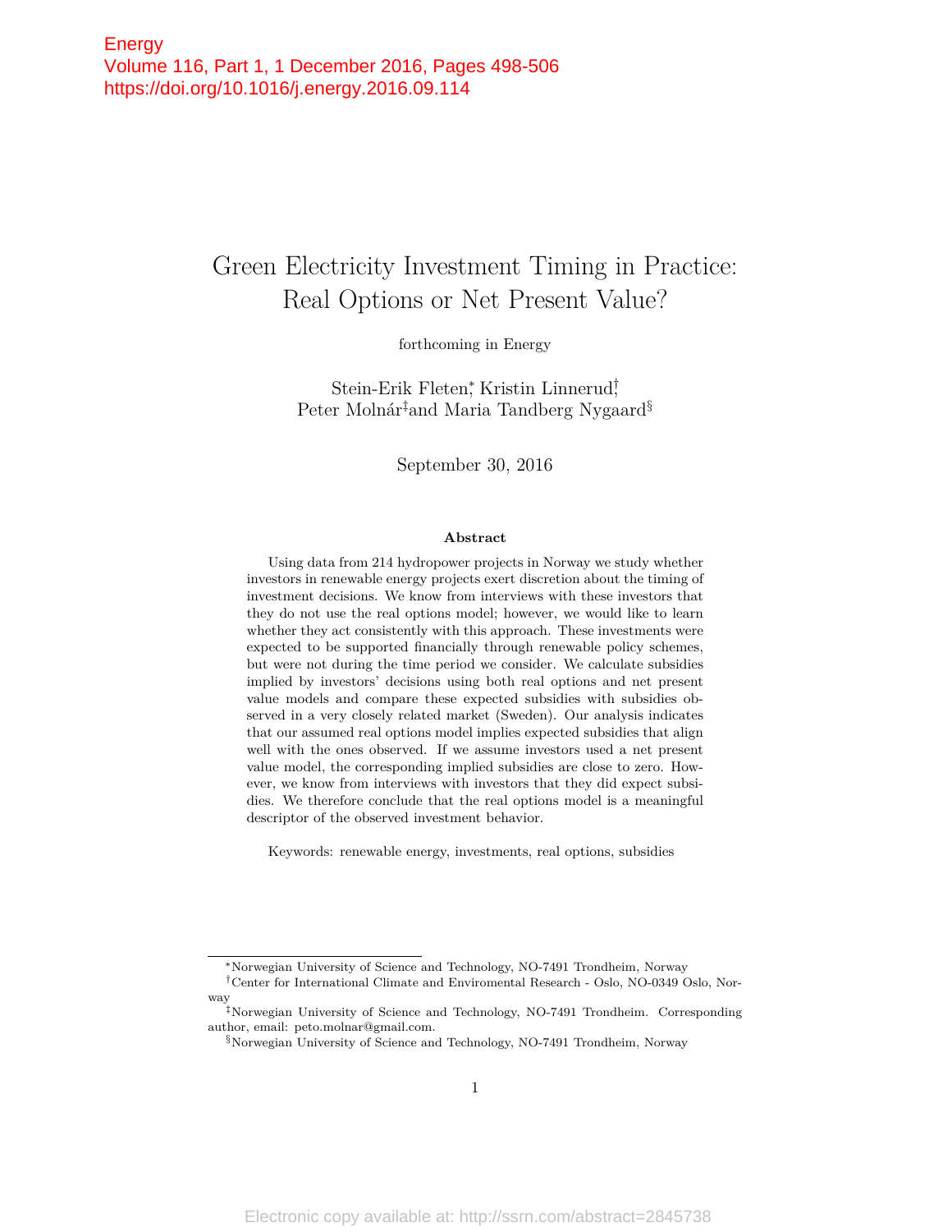Energy
Volume 116, Part 1, 1 December 2016, Pages 498-506
https://doi.org/10.1016/j.energy.2016.09.114

# Green Electricity Investment Timing in Practice: Real Options or Net Present Value?

forthcoming in Energy

Stein-Erik Fleten[*], Kristin Linnerud[†], Peter Molnár[‡] and Maria Tandberg Nygaard[§]

September 30, 2016

**Abstract**

Using data from 214 hydropower projects in Norway we study whether investors in renewable energy projects exert discretion about the timing of investment decisions. We know from interviews with these investors that they do not use the real options model; however, we would like to learn whether they act consistently with this approach. These investments were expected to be supported financially through renewable policy schemes, but were not during the time period we consider. We calculate subsidies implied by investors' decisions using both real options and net present value models and compare these expected subsidies with subsidies observed in a very closely related market (Sweden). Our analysis indicates that our assumed real options model implies expected subsidies that align well with the ones observed. If we assume investors used a net present value model, the corresponding implied subsidies are close to zero. However, we know from interviews with investors that they did expect subsidies. We therefore conclude that the real options model is a meaningful descriptor of the observed investment behavior.

Keywords: renewable energy, investments, real options, subsidies

---

[*] Norwegian University of Science and Technology, NO-7491 Trondheim, Norway

[†] Center for International Climate and Enviromental Research - Oslo, NO-0349 Oslo, Norway

[‡] Norwegian University of Science and Technology, NO-7491 Trondheim. Corresponding author, email: peto.molnar@gmail.com.

[§] Norwegian University of Science and Technology, NO-7491 Trondheim, Norway

Electronic copy available at: http://ssrn.com/abstract=2845738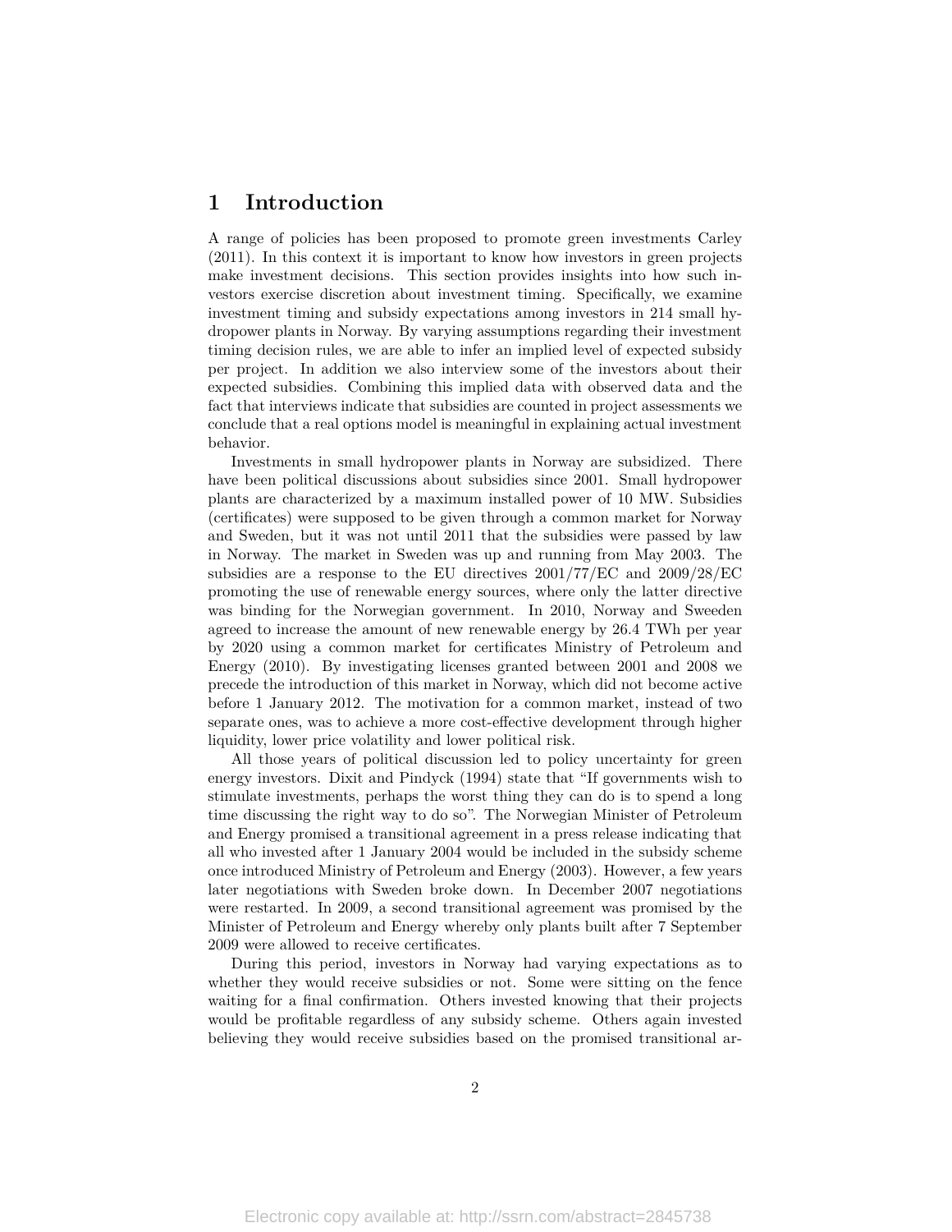# 1 Introduction

A range of policies has been proposed to promote green investments Carley (2011). In this context it is important to know how investors in green projects make investment decisions. This section provides insights into how such investors exercise discretion about investment timing. Specifically, we examine investment timing and subsidy expectations among investors in 214 small hydropower plants in Norway. By varying assumptions regarding their investment timing decision rules, we are able to infer an implied level of expected subsidy per project. In addition we also interview some of the investors about their expected subsidies. Combining this implied data with observed data and the fact that interviews indicate that subsidies are counted in project assessments we conclude that a real options model is meaningful in explaining actual investment behavior.

Investments in small hydropower plants in Norway are subsidized. There have been political discussions about subsidies since 2001. Small hydropower plants are characterized by a maximum installed power of 10 MW. Subsidies (certificates) were supposed to be given through a common market for Norway and Sweden, but it was not until 2011 that the subsidies were passed by law in Norway. The market in Sweden was up and running from May 2003. The subsidies are a response to the EU directives 2001/77/EC and 2009/28/EC promoting the use of renewable energy sources, where only the latter directive was binding for the Norwegian government. In 2010, Norway and Sweeden agreed to increase the amount of new renewable energy by 26.4 TWh per year by 2020 using a common market for certificates Ministry of Petroleum and Energy (2010). By investigating licenses granted between 2001 and 2008 we precede the introduction of this market in Norway, which did not become active before 1 January 2012. The motivation for a common market, instead of two separate ones, was to achieve a more cost-effective development through higher liquidity, lower price volatility and lower political risk.

All those years of political discussion led to policy uncertainty for green energy investors. Dixit and Pindyck (1994) state that "If governments wish to stimulate investments, perhaps the worst thing they can do is to spend a long time discussing the right way to do so". The Norwegian Minister of Petroleum and Energy promised a transitional agreement in a press release indicating that all who invested after 1 January 2004 would be included in the subsidy scheme once introduced Ministry of Petroleum and Energy (2003). However, a few years later negotiations with Sweden broke down. In December 2007 negotiations were restarted. In 2009, a second transitional agreement was promised by the Minister of Petroleum and Energy whereby only plants built after 7 September 2009 were allowed to receive certificates.

During this period, investors in Norway had varying expectations as to whether they would receive subsidies or not. Some were sitting on the fence waiting for a final confirmation. Others invested knowing that their projects would be profitable regardless of any subsidy scheme. Others again invested believing they would receive subsidies based on the promised transitional ar-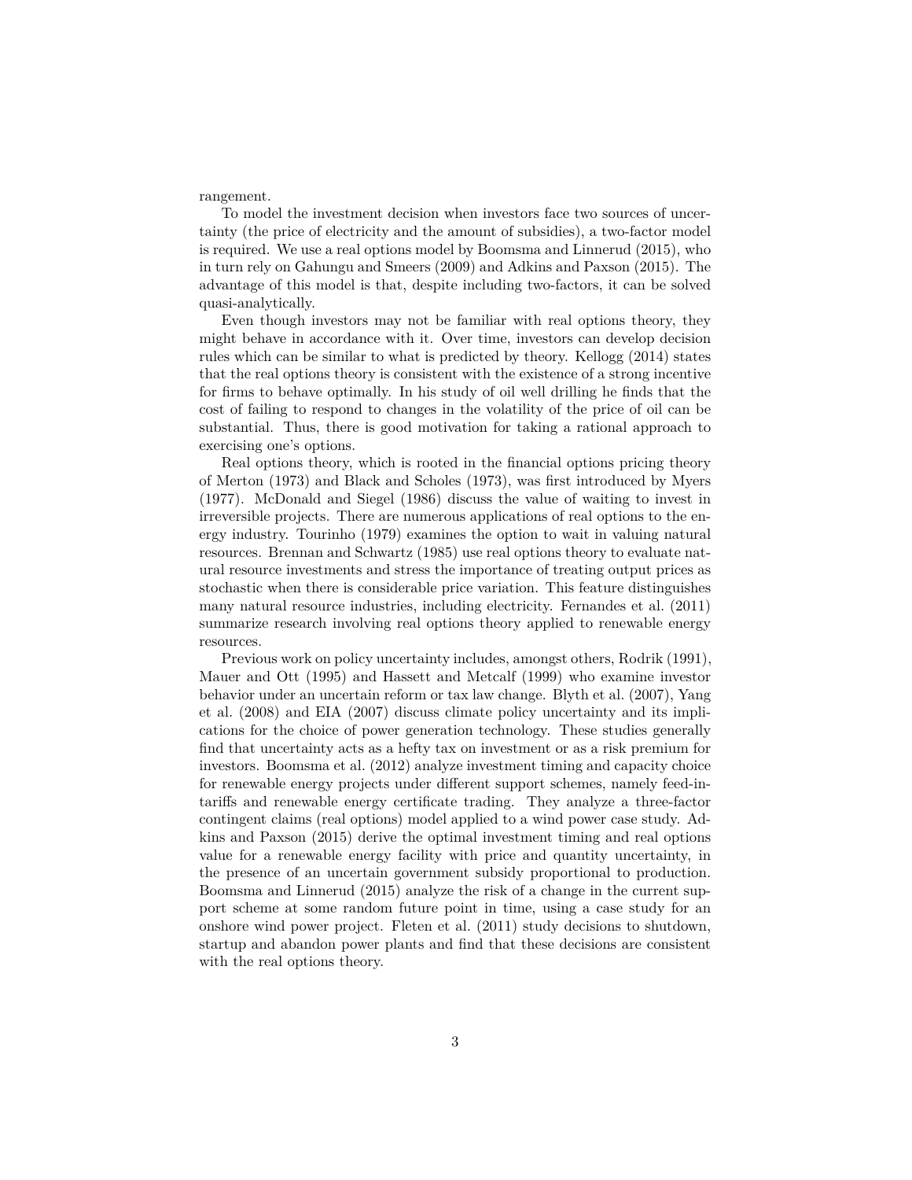rangement.

To model the investment decision when investors face two sources of uncertainty (the price of electricity and the amount of subsidies), a two-factor model is required. We use a real options model by Boomsma and Linnerud (2015), who in turn rely on Gahungu and Smeers (2009) and Adkins and Paxson (2015). The advantage of this model is that, despite including two-factors, it can be solved quasi-analytically.

Even though investors may not be familiar with real options theory, they might behave in accordance with it. Over time, investors can develop decision rules which can be similar to what is predicted by theory. Kellogg (2014) states that the real options theory is consistent with the existence of a strong incentive for firms to behave optimally. In his study of oil well drilling he finds that the cost of failing to respond to changes in the volatility of the price of oil can be substantial. Thus, there is good motivation for taking a rational approach to exercising one's options.

Real options theory, which is rooted in the financial options pricing theory of Merton (1973) and Black and Scholes (1973), was first introduced by Myers (1977). McDonald and Siegel (1986) discuss the value of waiting to invest in irreversible projects. There are numerous applications of real options to the energy industry. Tourinho (1979) examines the option to wait in valuing natural resources. Brennan and Schwartz (1985) use real options theory to evaluate natural resource investments and stress the importance of treating output prices as stochastic when there is considerable price variation. This feature distinguishes many natural resource industries, including electricity. Fernandes et al. (2011) summarize research involving real options theory applied to renewable energy resources.

Previous work on policy uncertainty includes, amongst others, Rodrik (1991), Mauer and Ott (1995) and Hassett and Metcalf (1999) who examine investor behavior under an uncertain reform or tax law change. Blyth et al. (2007), Yang et al. (2008) and EIA (2007) discuss climate policy uncertainty and its implications for the choice of power generation technology. These studies generally find that uncertainty acts as a hefty tax on investment or as a risk premium for investors. Boomsma et al. (2012) analyze investment timing and capacity choice for renewable energy projects under different support schemes, namely feed-in-tariffs and renewable energy certificate trading. They analyze a three-factor contingent claims (real options) model applied to a wind power case study. Adkins and Paxson (2015) derive the optimal investment timing and real options value for a renewable energy facility with price and quantity uncertainty, in the presence of an uncertain government subsidy proportional to production. Boomsma and Linnerud (2015) analyze the risk of a change in the current support scheme at some random future point in time, using a case study for an onshore wind power project. Fleten et al. (2011) study decisions to shutdown, startup and abandon power plants and find that these decisions are consistent with the real options theory.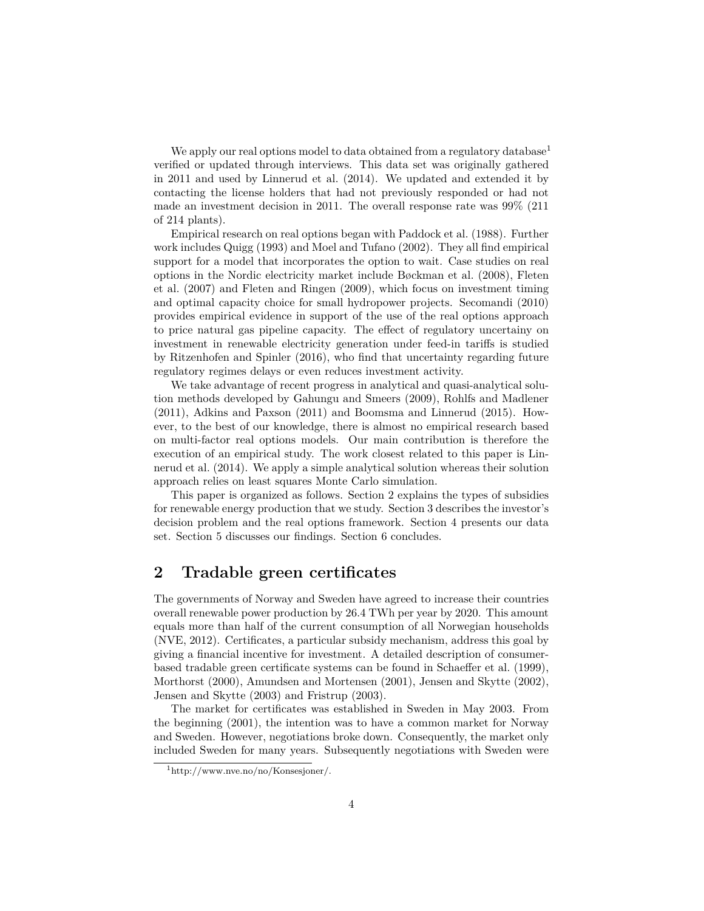We apply our real options model to data obtained from a regulatory database[1] verified or updated through interviews. This data set was originally gathered in 2011 and used by Linnerud et al. (2014). We updated and extended it by contacting the license holders that had not previously responded or had not made an investment decision in 2011. The overall response rate was 99% (211 of 214 plants).

Empirical research on real options began with Paddock et al. (1988). Further work includes Quigg (1993) and Moel and Tufano (2002). They all find empirical support for a model that incorporates the option to wait. Case studies on real options in the Nordic electricity market include Bøckman et al. (2008), Fleten et al. (2007) and Fleten and Ringen (2009), which focus on investment timing and optimal capacity choice for small hydropower projects. Secomandi (2010) provides empirical evidence in support of the use of the real options approach to price natural gas pipeline capacity. The effect of regulatory uncertainy on investment in renewable electricity generation under feed-in tariffs is studied by Ritzenhofen and Spinler (2016), who find that uncertainty regarding future regulatory regimes delays or even reduces investment activity.

We take advantage of recent progress in analytical and quasi-analytical solution methods developed by Gahungu and Smeers (2009), Rohlfs and Madlener (2011), Adkins and Paxson (2011) and Boomsma and Linnerud (2015). However, to the best of our knowledge, there is almost no empirical research based on multi-factor real options models. Our main contribution is therefore the execution of an empirical study. The work closest related to this paper is Linnerud et al. (2014). We apply a simple analytical solution whereas their solution approach relies on least squares Monte Carlo simulation.

This paper is organized as follows. Section 2 explains the types of subsidies for renewable energy production that we study. Section 3 describes the investor's decision problem and the real options framework. Section 4 presents our data set. Section 5 discusses our findings. Section 6 concludes.

## 2 Tradable green certificates

The governments of Norway and Sweden have agreed to increase their countries overall renewable power production by 26.4 TWh per year by 2020. This amount equals more than half of the current consumption of all Norwegian households (NVE, 2012). Certificates, a particular subsidy mechanism, address this goal by giving a financial incentive for investment. A detailed description of consumer-based tradable green certificate systems can be found in Schaeffer et al. (1999), Morthorst (2000), Amundsen and Mortensen (2001), Jensen and Skytte (2002), Jensen and Skytte (2003) and Fristrup (2003).

The market for certificates was established in Sweden in May 2003. From the beginning (2001), the intention was to have a common market for Norway and Sweden. However, negotiations broke down. Consequently, the market only included Sweden for many years. Subsequently negotiations with Sweden were

[1] http://www.nve.no/no/Konsesjoner/.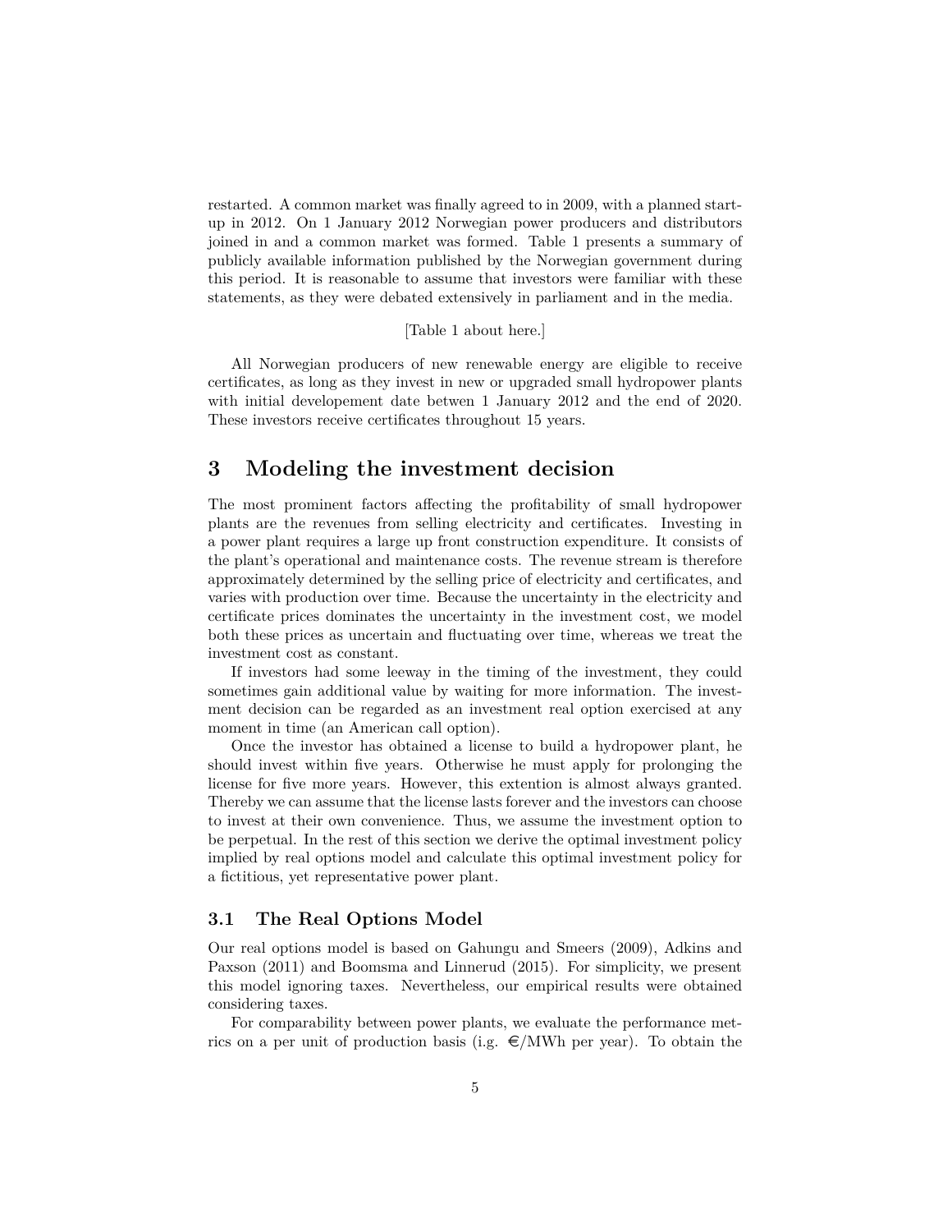restarted. A common market was finally agreed to in 2009, with a planned start-up in 2012. On 1 January 2012 Norwegian power producers and distributors joined in and a common market was formed. Table 1 presents a summary of publicly available information published by the Norwegian government during this period. It is reasonable to assume that investors were familiar with these statements, as they were debated extensively in parliament and in the media.

[Table 1 about here.]

All Norwegian producers of new renewable energy are eligible to receive certificates, as long as they invest in new or upgraded small hydropower plants with initial developement date betwen 1 January 2012 and the end of 2020. These investors receive certificates throughout 15 years.

## 3 Modeling the investment decision

The most prominent factors affecting the profitability of small hydropower plants are the revenues from selling electricity and certificates. Investing in a power plant requires a large up front construction expenditure. It consists of the plant's operational and maintenance costs. The revenue stream is therefore approximately determined by the selling price of electricity and certificates, and varies with production over time. Because the uncertainty in the electricity and certificate prices dominates the uncertainty in the investment cost, we model both these prices as uncertain and fluctuating over time, whereas we treat the investment cost as constant.

If investors had some leeway in the timing of the investment, they could sometimes gain additional value by waiting for more information. The investment decision can be regarded as an investment real option exercised at any moment in time (an American call option).

Once the investor has obtained a license to build a hydropower plant, he should invest within five years. Otherwise he must apply for prolonging the license for five more years. However, this extention is almost always granted. Thereby we can assume that the license lasts forever and the investors can choose to invest at their own convenience. Thus, we assume the investment option to be perpetual. In the rest of this section we derive the optimal investment policy implied by real options model and calculate this optimal investment policy for a fictitious, yet representative power plant.

### 3.1 The Real Options Model

Our real options model is based on Gahungu and Smeers (2009), Adkins and Paxson (2011) and Boomsma and Linnerud (2015). For simplicity, we present this model ignoring taxes. Nevertheless, our empirical results were obtained considering taxes.

For comparability between power plants, we evaluate the performance metrics on a per unit of production basis (i.e. €/MWh per year). To obtain the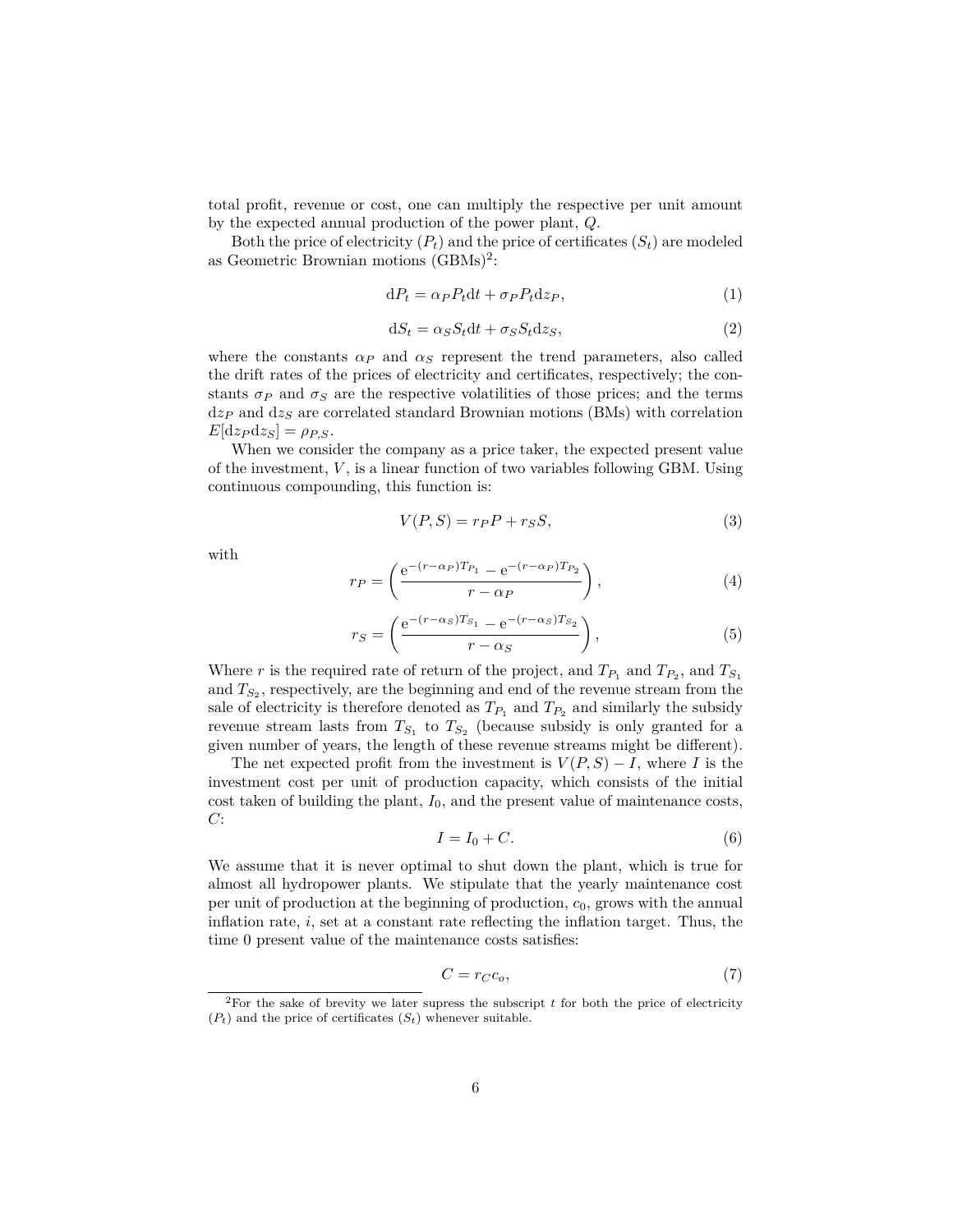total profit, revenue or cost, one can multiply the respective per unit amount by the expected annual production of the power plant, $Q$.

Both the price of electricity ($P_t$) and the price of certificates ($S_t$) are modeled as Geometric Brownian motions (GBMs)[2]:

$$\mathrm{d}P_t = \alpha_P P_t \mathrm{d}t + \sigma_P P_t \mathrm{d}z_P, \tag{1}$$

$$\mathrm{d}S_t = \alpha_S S_t \mathrm{d}t + \sigma_S S_t \mathrm{d}z_S, \tag{2}$$

where the constants $\alpha_P$ and $\alpha_S$ represent the trend parameters, also called the drift rates of the prices of electricity and certificates, respectively; the constants $\sigma_P$ and $\sigma_S$ are the respective volatilities of those prices; and the terms $\mathrm{d}z_P$ and $\mathrm{d}z_S$ are correlated standard Brownian motions (BMs) with correlation $E[\mathrm{d}z_P \mathrm{d}z_S] = \rho_{P,S}$.

When we consider the company as a price taker, the expected present value of the investment, $V$, is a linear function of two variables following GBM. Using continuous compounding, this function is:

$$V(P,S) = r_P P + r_S S, \tag{3}$$

with

$$r_P = \left( \frac{\mathrm{e}^{-(r-\alpha_P)T_{P_1}} - \mathrm{e}^{-(r-\alpha_P)T_{P_2}}}{r - \alpha_P} \right), \tag{4}$$

$$r_S = \left( \frac{\mathrm{e}^{-(r-\alpha_S)T_{S_1}} - \mathrm{e}^{-(r-\alpha_S)T_{S_2}}}{r - \alpha_S} \right), \tag{5}$$

Where $r$ is the required rate of return of the project, and $T_{P_1}$ and $T_{P_2}$, and $T_{S_1}$ and $T_{S_2}$, respectively, are the beginning and end of the revenue stream from the sale of electricity is therefore denoted as $T_{P_1}$ and $T_{P_2}$ and similarly the subsidy revenue stream lasts from $T_{S_1}$ to $T_{S_2}$ (because subsidy is only granted for a given number of years, the length of these revenue streams might be different).

The net expected profit from the investment is $V(P,S) - I$, where $I$ is the investment cost per unit of production capacity, which consists of the initial cost taken of building the plant, $I_0$, and the present value of maintenance costs, $C$:

$$I = I_0 + C. \tag{6}$$

We assume that it is never optimal to shut down the plant, which is true for almost all hydropower plants. We stipulate that the yearly maintenance cost per unit of production at the beginning of production, $c_0$, grows with the annual inflation rate, $i$, set at a constant rate reflecting the inflation target. Thus, the time 0 present value of the maintenance costs satisfies:

$$C = r_C c_o, \tag{7}$$

[2]For the sake of brevity we later supress the subscript $t$ for both the price of electricity ($P_t$) and the price of certificates ($S_t$) whenever suitable.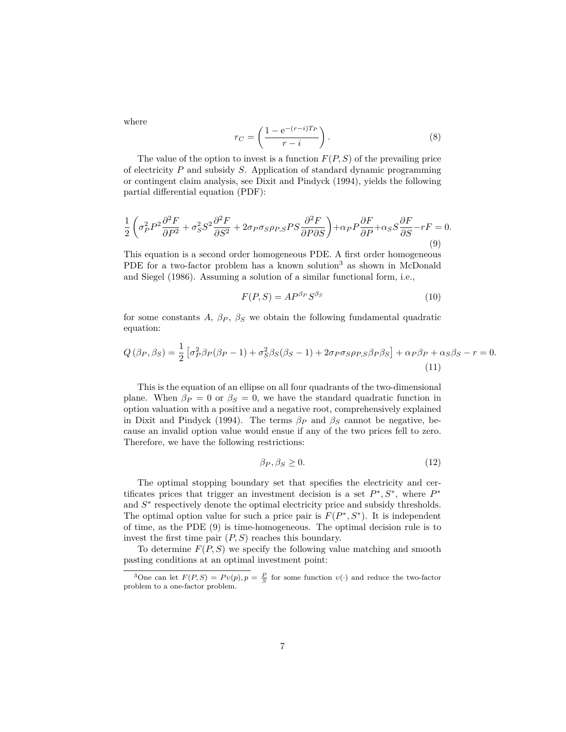where

$$r_C = \left( \frac{1 - \mathrm{e}^{-(r-i)T_P}}{r - i} \right). \tag{8}$$

The value of the option to invest is a function $F(P, S)$ of the prevailing price of electricity $P$ and subsidy $S$. Application of standard dynamic programming or contingent claim analysis, see Dixit and Pindyck (1994), yields the following partial differential equation (PDF):

$$\frac{1}{2}\left(\sigma_P^2 P^2 \frac{\partial^2 F}{\partial P^2} + \sigma_S^2 S^2 \frac{\partial^2 F}{\partial S^2} + 2\sigma_P \sigma_S \rho_{P,S} PS \frac{\partial^2 F}{\partial P \partial S}\right) + \alpha_P P \frac{\partial F}{\partial P} + \alpha_S S \frac{\partial F}{\partial S} - rF = 0. \tag{9}$$

This equation is a second order homogeneous PDE. A first order homogeneous PDE for a two-factor problem has a known solution[3] as shown in McDonald and Siegel (1986). Assuming a solution of a similar functional form, i.e.,

$$F(P, S) = AP^{\beta_P} S^{\beta_S} \tag{10}$$

for some constants $A$, $\beta_P$, $\beta_S$ we obtain the following fundamental quadratic equation:

$$Q\left(\beta_P, \beta_S\right) = \frac{1}{2}\left[\sigma_P^2 \beta_P(\beta_P - 1) + \sigma_S^2 \beta_S(\beta_S - 1) + 2\sigma_P \sigma_S \rho_{P,S} \beta_P \beta_S\right] + \alpha_P \beta_P + \alpha_S \beta_S - r = 0. \tag{11}$$

This is the equation of an ellipse on all four quadrants of the two-dimensional plane. When $\beta_P = 0$ or $\beta_S = 0$, we have the standard quadratic function in option valuation with a positive and a negative root, comprehensively explained in Dixit and Pindyck (1994). The terms $\beta_P$ and $\beta_S$ cannot be negative, because an invalid option value would ensue if any of the two prices fell to zero. Therefore, we have the following restrictions:

$$\beta_P, \beta_S \geq 0. \tag{12}$$

The optimal stopping boundary set that specifies the electricity and certificates prices that trigger an investment decision is a set $P^*, S^*$, where $P^*$ and $S^*$ respectively denote the optimal electricity price and subsidy thresholds. The optimal option value for such a price pair is $F(P^*, S^*)$. It is independent of time, as the PDE (9) is time-homogeneous. The optimal decision rule is to invest the first time pair $(P, S)$ reaches this boundary.

To determine $F(P, S)$ we specify the following value matching and smooth pasting conditions at an optimal investment point:

---

[3] One can let $F(P, S) = Pv(p), p = \frac{P}{S}$ for some function $v(\cdot)$ and reduce the two-factor problem to a one-factor problem.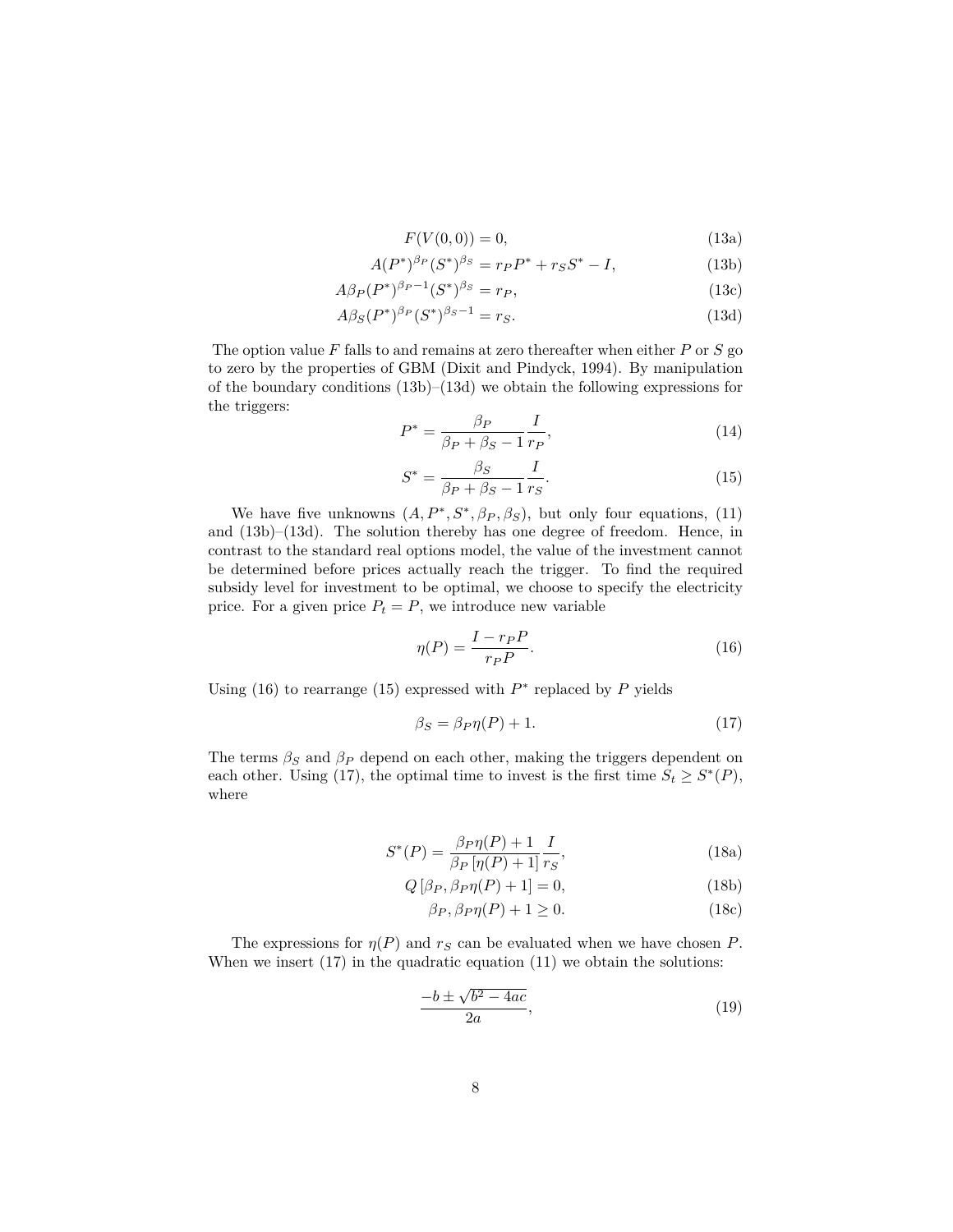$$F(V(0,0)) = 0, \tag{13a}$$

$$A(P^*)^{\beta_P}(S^*)^{\beta_S} = r_P P^* + r_S S^* - I, \tag{13b}$$

$$A\beta_P(P^*)^{\beta_P - 1}(S^*)^{\beta_S} = r_P, \tag{13c}$$

$$A\beta_S(P^*)^{\beta_P}(S^*)^{\beta_S - 1} = r_S. \tag{13d}$$

The option value $F$ falls to and remains at zero thereafter when either $P$ or $S$ go to zero by the properties of GBM (Dixit and Pindyck, 1994). By manipulation of the boundary conditions (13b)–(13d) we obtain the following expressions for the triggers:

$$P^* = \frac{\beta_P}{\beta_P + \beta_S - 1} \frac{I}{r_P}, \tag{14}$$

$$S^* = \frac{\beta_S}{\beta_P + \beta_S - 1} \frac{I}{r_S}. \tag{15}$$

We have five unknowns $(A, P^*, S^*, \beta_P, \beta_S)$, but only four equations, (11) and (13b)–(13d). The solution thereby has one degree of freedom. Hence, in contrast to the standard real options model, the value of the investment cannot be determined before prices actually reach the trigger. To find the required subsidy level for investment to be optimal, we choose to specify the electricity price. For a given price $P_t = P$, we introduce new variable

$$\eta(P) = \frac{I - r_P P}{r_P P}. \tag{16}$$

Using (16) to rearrange (15) expressed with $P^*$ replaced by $P$ yields

$$\beta_S = \beta_P \eta(P) + 1. \tag{17}$$

The terms $\beta_S$ and $\beta_P$ depend on each other, making the triggers dependent on each other. Using (17), the optimal time to invest is the first time $S_t \geq S^*(P)$, where

$$S^*(P) = \frac{\beta_P \eta(P) + 1}{\beta_P \left[\eta(P) + 1\right]} \frac{I}{r_S}, \tag{18a}$$

$$Q\left[\beta_P, \beta_P \eta(P) + 1\right] = 0, \tag{18b}$$

$$\beta_P, \beta_P \eta(P) + 1 \geq 0. \tag{18c}$$

The expressions for $\eta(P)$ and $r_S$ can be evaluated when we have chosen $P$. When we insert (17) in the quadratic equation (11) we obtain the solutions:

$$\frac{-b \pm \sqrt{b^2 - 4ac}}{2a}, \tag{19}$$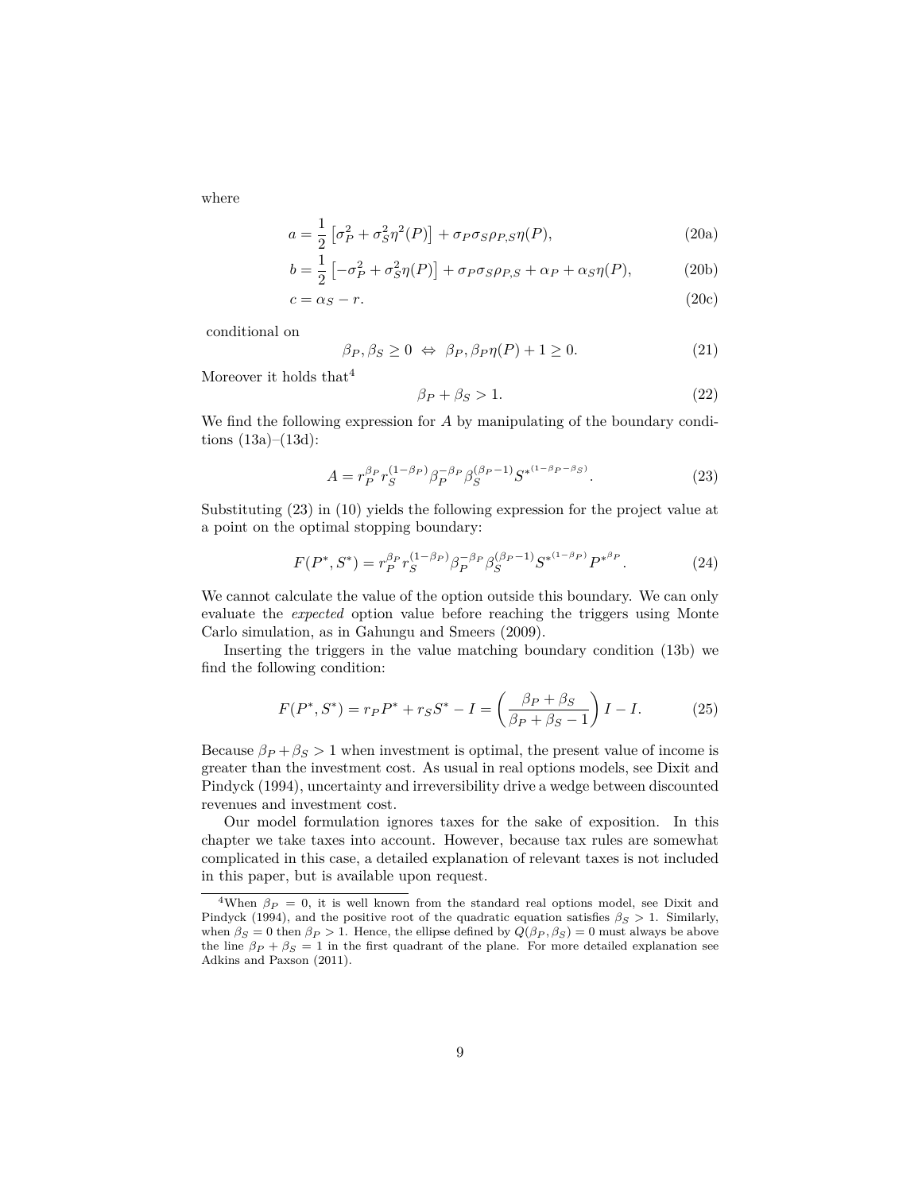where

$$a = \frac{1}{2}\left[\sigma_P^2 + \sigma_S^2\eta^2(P)\right] + \sigma_P\sigma_S\rho_{P,S}\eta(P), \tag{20a}$$

$$b = \frac{1}{2}\left[-\sigma_P^2 + \sigma_S^2\eta(P)\right] + \sigma_P\sigma_S\rho_{P,S} + \alpha_P + \alpha_S\eta(P), \tag{20b}$$

$$c = \alpha_S - r. \tag{20c}$$

conditional on

$$\beta_P, \beta_S \geq 0 \;\Leftrightarrow\; \beta_P, \beta_P\eta(P) + 1 \geq 0. \tag{21}$$

Moreover it holds that[4]

$$\beta_P + \beta_S > 1. \tag{22}$$

We find the following expression for $A$ by manipulating of the boundary conditions (13a)–(13d):

$$A = r_P^{\beta_P} r_S^{(1-\beta_P)} \beta_P^{-\beta_P} \beta_S^{(\beta_P - 1)} S^{*(1-\beta_P-\beta_S)}. \tag{23}$$

Substituting (23) in (10) yields the following expression for the project value at a point on the optimal stopping boundary:

$$F(P^*, S^*) = r_P^{\beta_P} r_S^{(1-\beta_P)} \beta_P^{-\beta_P} \beta_S^{(\beta_P-1)} S^{*(1-\beta_P)} P^{*\beta_P}. \tag{24}$$

We cannot calculate the value of the option outside this boundary. We can only evaluate the *expected* option value before reaching the triggers using Monte Carlo simulation, as in Gahungu and Smeers (2009).

Inserting the triggers in the value matching boundary condition (13b) we find the following condition:

$$F(P^*, S^*) = r_P P^* + r_S S^* - I = \left(\frac{\beta_P + \beta_S}{\beta_P + \beta_S - 1}\right) I - I. \tag{25}$$

Because $\beta_P + \beta_S > 1$ when investment is optimal, the present value of income is greater than the investment cost. As usual in real options models, see Dixit and Pindyck (1994), uncertainty and irreversibility drive a wedge between discounted revenues and investment cost.

Our model formulation ignores taxes for the sake of exposition. In this chapter we take taxes into account. However, because tax rules are somewhat complicated in this case, a detailed explanation of relevant taxes is not included in this paper, but is available upon request.

---

[4] When $\beta_P = 0$, it is well known from the standard real options model, see Dixit and Pindyck (1994), and the positive root of the quadratic equation satisfies $\beta_S > 1$. Similarly, when $\beta_S = 0$ then $\beta_P > 1$. Hence, the ellipse defined by $Q(\beta_P, \beta_S) = 0$ must always be above the line $\beta_P + \beta_S = 1$ in the first quadrant of the plane. For more detailed explanation see Adkins and Paxson (2011).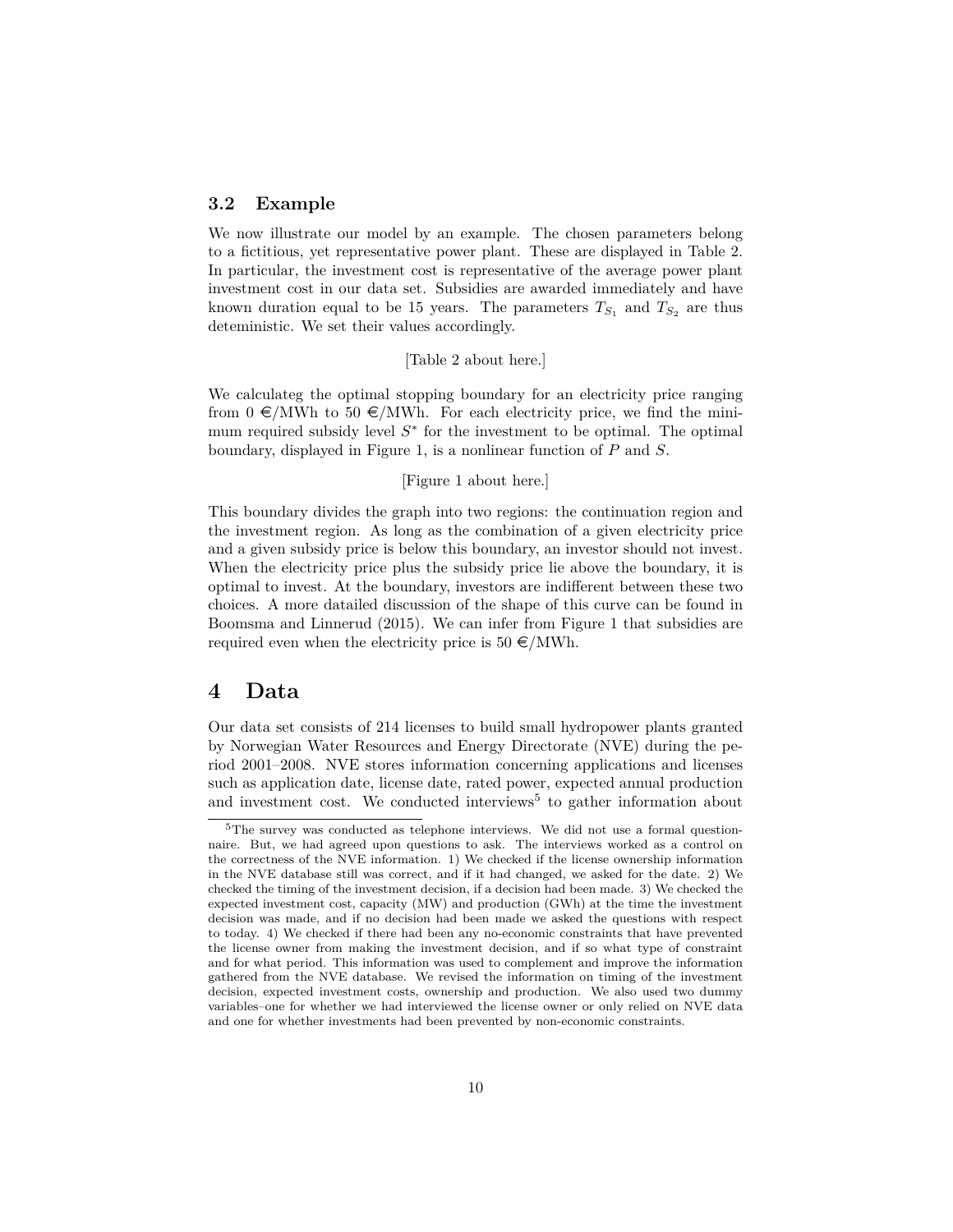### 3.2 Example

We now illustrate our model by an example. The chosen parameters belong to a fictitious, yet representative power plant. These are displayed in Table 2. In particular, the investment cost is representative of the average power plant investment cost in our data set. Subsidies are awarded immediately and have known duration equal to be 15 years. The parameters $T_{S_1}$ and $T_{S_2}$ are thus deteministic. We set their values accordingly.

[Table 2 about here.]

We calculateg the optimal stopping boundary for an electricity price ranging from 0 €/MWh to 50 €/MWh. For each electricity price, we find the minimum required subsidy level $S^*$ for the investment to be optimal. The optimal boundary, displayed in Figure 1, is a nonlinear function of $P$ and $S$.

[Figure 1 about here.]

This boundary divides the graph into two regions: the continuation region and the investment region. As long as the combination of a given electricity price and a given subsidy price is below this boundary, an investor should not invest. When the electricity price plus the subsidy price lie above the boundary, it is optimal to invest. At the boundary, investors are indifferent between these two choices. A more datailed discussion of the shape of this curve can be found in Boomsma and Linnerud (2015). We can infer from Figure 1 that subsidies are required even when the electricity price is 50 €/MWh.

# 4 Data

Our data set consists of 214 licenses to build small hydropower plants granted by Norwegian Water Resources and Energy Directorate (NVE) during the period 2001–2008. NVE stores information concerning applications and licenses such as application date, license date, rated power, expected annual production and investment cost. We conducted interviews[5] to gather information about

[5] The survey was conducted as telephone interviews. We did not use a formal questionnaire. But, we had agreed upon questions to ask. The interviews worked as a control on the correctness of the NVE information. 1) We checked if the license ownership information in the NVE database still was correct, and if it had changed, we asked for the date. 2) We checked the timing of the investment decision, if a decision had been made. 3) We checked the expected investment cost, capacity (MW) and production (GWh) at the time the investment decision was made, and if no decision had been made we asked the questions with respect to today. 4) We checked if there had been any no-economic constraints that have prevented the license owner from making the investment decision, and if so what type of constraint and for what period. This information was used to complement and improve the information gathered from the NVE database. We revised the information on timing of the investment decision, expected investment costs, ownership and production. We also used two dummy variables–one for whether we had interviewed the license owner or only relied on NVE data and one for whether investments had been prevented by non-economic constraints.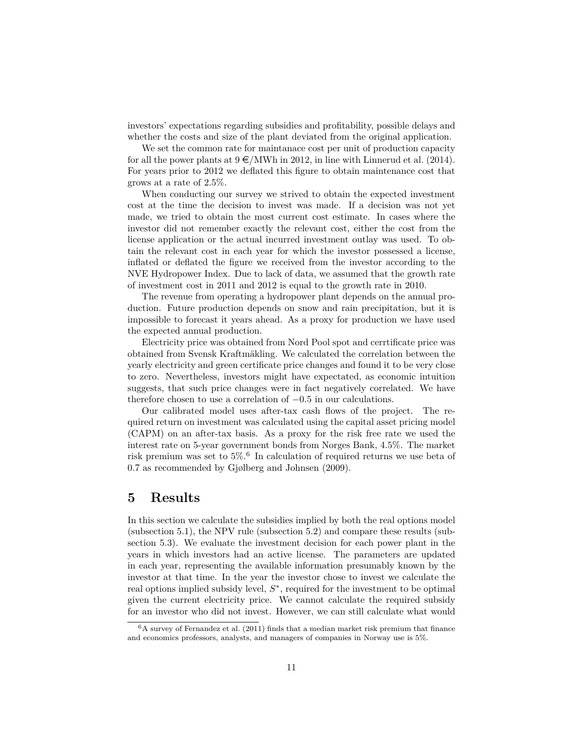investors' expectations regarding subsidies and profitability, possible delays and whether the costs and size of the plant deviated from the original application.

We set the common rate for maintanace cost per unit of production capacity for all the power plants at 9 €/MWh in 2012, in line with Linnerud et al. (2014). For years prior to 2012 we deflated this figure to obtain maintenance cost that grows at a rate of 2.5%.

When conducting our survey we strived to obtain the expected investment cost at the time the decision to invest was made. If a decision was not yet made, we tried to obtain the most current cost estimate. In cases where the investor did not remember exactly the relevant cost, either the cost from the license application or the actual incurred investment outlay was used. To obtain the relevant cost in each year for which the investor possessed a license, inflated or deflated the figure we received from the investor according to the NVE Hydropower Index. Due to lack of data, we assumed that the growth rate of investment cost in 2011 and 2012 is equal to the growth rate in 2010.

The revenue from operating a hydropower plant depends on the annual production. Future production depends on snow and rain precipitation, but it is impossible to forecast it years ahead. As a proxy for production we have used the expected annual production.

Electricity price was obtained from Nord Pool spot and cerrtificate price was obtained from Svensk Kraftmäkling. We calculated the correlation between the yearly electricity and green certificate price changes and found it to be very close to zero. Nevertheless, investors might have expectated, as economic intuition suggests, that such price changes were in fact negatively correlated. We have therefore chosen to use a correlation of $-0.5$ in our calculations.

Our calibrated model uses after-tax cash flows of the project. The required return on investment was calculated using the capital asset pricing model (CAPM) on an after-tax basis. As a proxy for the risk free rate we used the interest rate on 5-year government bonds from Norges Bank, 4.5%. The market risk premium was set to 5%.[6] In calculation of required returns we use beta of 0.7 as recommended by Gjølberg and Johnsen (2009).

# 5 Results

In this section we calculate the subsidies implied by both the real options model (subsection 5.1), the NPV rule (subsection 5.2) and compare these results (subsection 5.3). We evaluate the investment decision for each power plant in the years in which investors had an active license. The parameters are updated in each year, representing the available information presumably known by the investor at that time. In the year the investor chose to invest we calculate the real options implied subsidy level, $S^*$, required for the investment to be optimal given the current electricity price. We cannot calculate the required subsidy for an investor who did not invest. However, we can still calculate what would

[6] A survey of Fernandez et al. (2011) finds that a median market risk premium that finance and economics professors, analysts, and managers of companies in Norway use is 5%.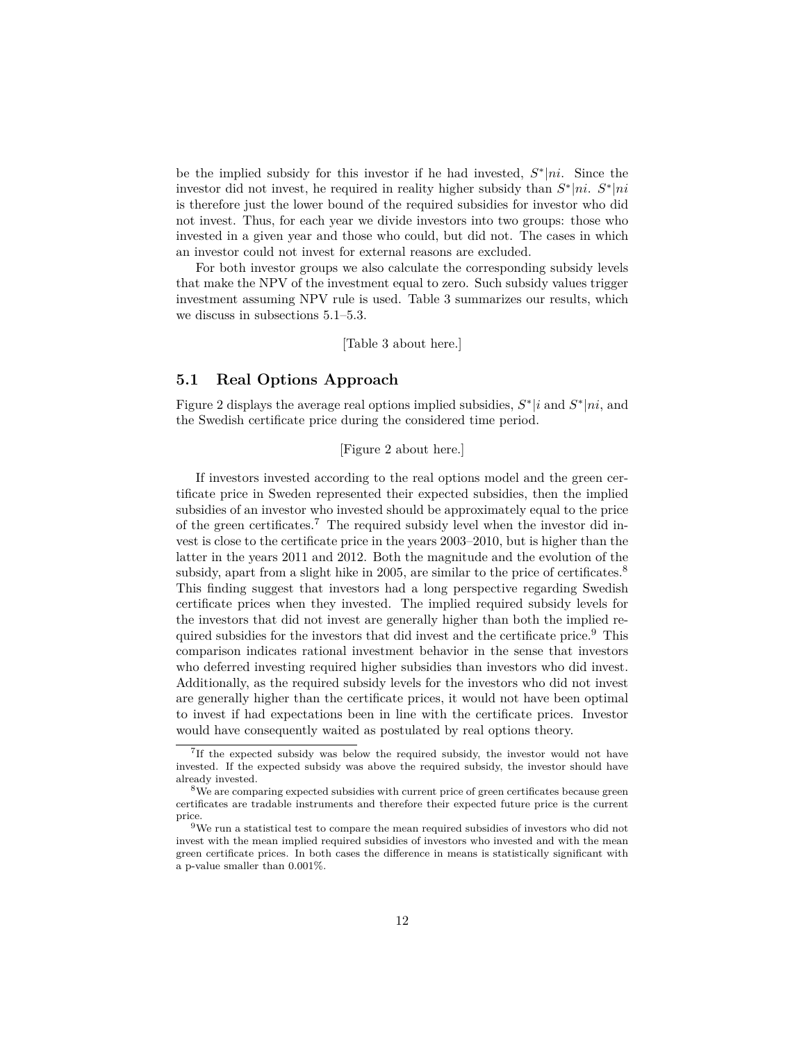be the implied subsidy for this investor if he had invested, $S^*|ni$. Since the investor did not invest, he required in reality higher subsidy than $S^*|ni$. $S^*|ni$ is therefore just the lower bound of the required subsidies for investor who did not invest. Thus, for each year we divide investors into two groups: those who invested in a given year and those who could, but did not. The cases in which an investor could not invest for external reasons are excluded.

For both investor groups we also calculate the corresponding subsidy levels that make the NPV of the investment equal to zero. Such subsidy values trigger investment assuming NPV rule is used. Table 3 summarizes our results, which we discuss in subsections 5.1–5.3.

[Table 3 about here.]

## 5.1 Real Options Approach

Figure 2 displays the average real options implied subsidies, $S^*|i$ and $S^*|ni$, and the Swedish certificate price during the considered time period.

[Figure 2 about here.]

If investors invested according to the real options model and the green certificate price in Sweden represented their expected subsidies, then the implied subsidies of an investor who invested should be approximately equal to the price of the green certificates.[7] The required subsidy level when the investor did invest is close to the certificate price in the years 2003–2010, but is higher than the latter in the years 2011 and 2012. Both the magnitude and the evolution of the subsidy, apart from a slight hike in 2005, are similar to the price of certificates.[8] This finding suggest that investors had a long perspective regarding Swedish certificate prices when they invested. The implied required subsidy levels for the investors that did not invest are generally higher than both the implied required subsidies for the investors that did invest and the certificate price.[9] This comparison indicates rational investment behavior in the sense that investors who deferred investing required higher subsidies than investors who did invest. Additionally, as the required subsidy levels for the investors who did not invest are generally higher than the certificate prices, it would not have been optimal to invest if had expectations been in line with the certificate prices. Investor would have consequently waited as postulated by real options theory.

[7] If the expected subsidy was below the required subsidy, the investor would not have invested. If the expected subsidy was above the required subsidy, the investor should have already invested.

[8] We are comparing expected subsidies with current price of green certificates because green certificates are tradable instruments and therefore their expected future price is the current price.

[9] We run a statistical test to compare the mean required subsidies of investors who did not invest with the mean implied required subsidies of investors who invested and with the mean green certificate prices. In both cases the difference in means is statistically significant with a p-value smaller than 0.001%.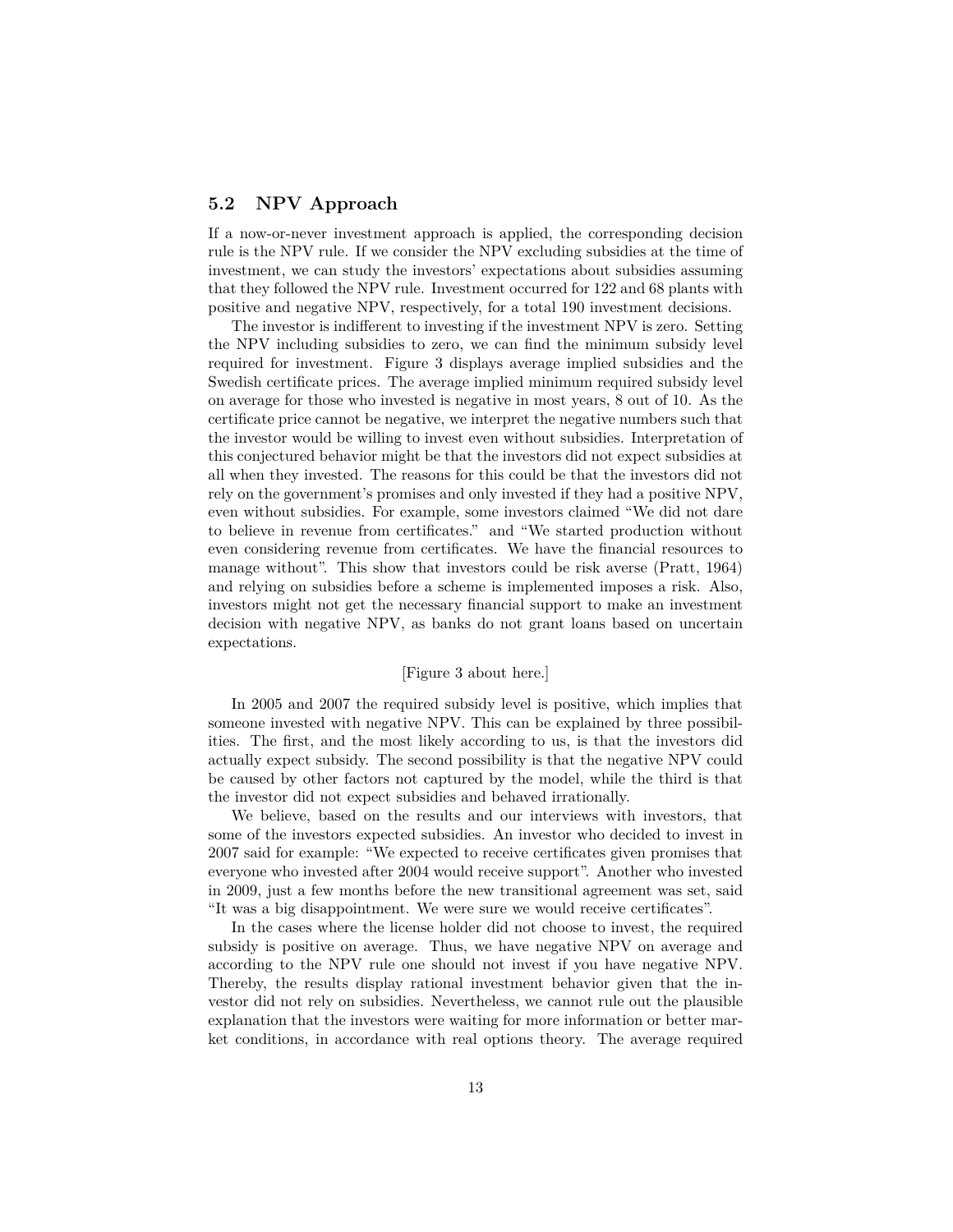## 5.2 NPV Approach

If a now-or-never investment approach is applied, the corresponding decision rule is the NPV rule. If we consider the NPV excluding subsidies at the time of investment, we can study the investors' expectations about subsidies assuming that they followed the NPV rule. Investment occurred for 122 and 68 plants with positive and negative NPV, respectively, for a total 190 investment decisions.

The investor is indifferent to investing if the investment NPV is zero. Setting the NPV including subsidies to zero, we can find the minimum subsidy level required for investment. Figure 3 displays average implied subsidies and the Swedish certificate prices. The average implied minimum required subsidy level on average for those who invested is negative in most years, 8 out of 10. As the certificate price cannot be negative, we interpret the negative numbers such that the investor would be willing to invest even without subsidies. Interpretation of this conjectured behavior might be that the investors did not expect subsidies at all when they invested. The reasons for this could be that the investors did not rely on the government's promises and only invested if they had a positive NPV, even without subsidies. For example, some investors claimed "We did not dare to believe in revenue from certificates." and "We started production without even considering revenue from certificates. We have the financial resources to manage without". This show that investors could be risk averse (Pratt, 1964) and relying on subsidies before a scheme is implemented imposes a risk. Also, investors might not get the necessary financial support to make an investment decision with negative NPV, as banks do not grant loans based on uncertain expectations.

[Figure 3 about here.]

In 2005 and 2007 the required subsidy level is positive, which implies that someone invested with negative NPV. This can be explained by three possibilities. The first, and the most likely according to us, is that the investors did actually expect subsidy. The second possibility is that the negative NPV could be caused by other factors not captured by the model, while the third is that the investor did not expect subsidies and behaved irrationally.

We believe, based on the results and our interviews with investors, that some of the investors expected subsidies. An investor who decided to invest in 2007 said for example: "We expected to receive certificates given promises that everyone who invested after 2004 would receive support". Another who invested in 2009, just a few months before the new transitional agreement was set, said "It was a big disappointment. We were sure we would receive certificates".

In the cases where the license holder did not choose to invest, the required subsidy is positive on average. Thus, we have negative NPV on average and according to the NPV rule one should not invest if you have negative NPV. Thereby, the results display rational investment behavior given that the investor did not rely on subsidies. Nevertheless, we cannot rule out the plausible explanation that the investors were waiting for more information or better market conditions, in accordance with real options theory. The average required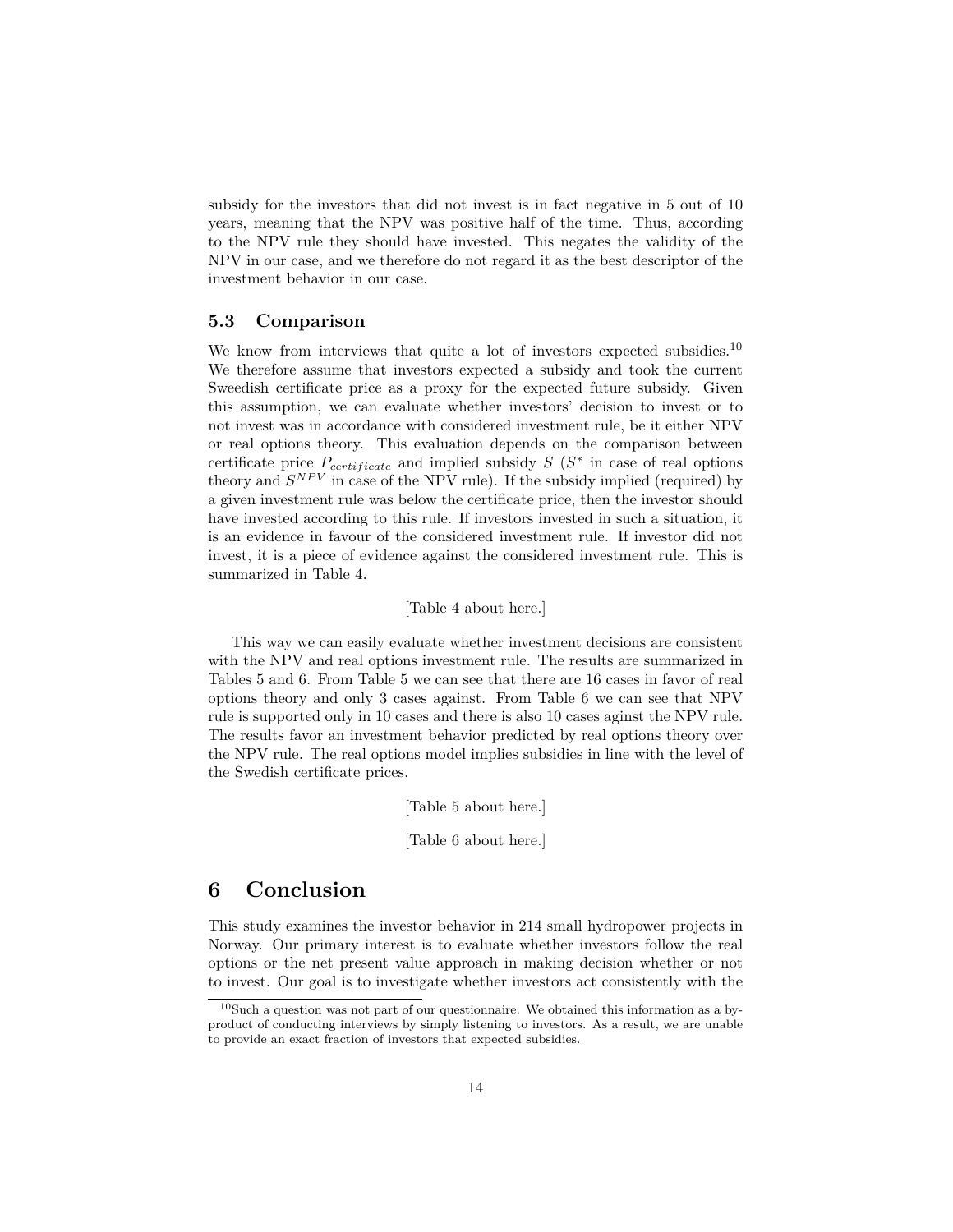subsidy for the investors that did not invest is in fact negative in 5 out of 10 years, meaning that the NPV was positive half of the time. Thus, according to the NPV rule they should have invested. This negates the validity of the NPV in our case, and we therefore do not regard it as the best descriptor of the investment behavior in our case.

### 5.3 Comparison

We know from interviews that quite a lot of investors expected subsidies.[10] We therefore assume that investors expected a subsidy and took the current Sweedish certificate price as a proxy for the expected future subsidy. Given this assumption, we can evaluate whether investors' decision to invest or to not invest was in accordance with considered investment rule, be it either NPV or real options theory. This evaluation depends on the comparison between certificate price $P_{certificate}$ and implied subsidy $S$ ($S^*$ in case of real options theory and $S^{NPV}$ in case of the NPV rule). If the subsidy implied (required) by a given investment rule was below the certificate price, then the investor should have invested according to this rule. If investors invested in such a situation, it is an evidence in favour of the considered investment rule. If investor did not invest, it is a piece of evidence against the considered investment rule. This is summarized in Table 4.

[Table 4 about here.]

This way we can easily evaluate whether investment decisions are consistent with the NPV and real options investment rule. The results are summarized in Tables 5 and 6. From Table 5 we can see that there are 16 cases in favor of real options theory and only 3 cases against. From Table 6 we can see that NPV rule is supported only in 10 cases and there is also 10 cases aginst the NPV rule. The results favor an investment behavior predicted by real options theory over the NPV rule. The real options model implies subsidies in line with the level of the Swedish certificate prices.

[Table 5 about here.]

[Table 6 about here.]

## 6 Conclusion

This study examines the investor behavior in 214 small hydropower projects in Norway. Our primary interest is to evaluate whether investors follow the real options or the net present value approach in making decision whether or not to invest. Our goal is to investigate whether investors act consistently with the

[10] Such a question was not part of our questionnaire. We obtained this information as a by-product of conducting interviews by simply listening to investors. As a result, we are unable to provide an exact fraction of investors that expected subsidies.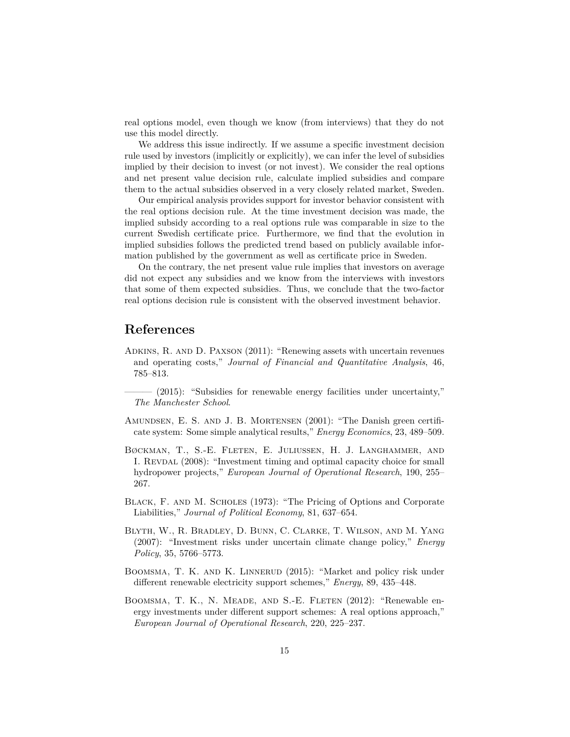real options model, even though we know (from interviews) that they do not use this model directly.

We address this issue indirectly. If we assume a specific investment decision rule used by investors (implicitly or explicitly), we can infer the level of subsidies implied by their decision to invest (or not invest). We consider the real options and net present value decision rule, calculate implied subsidies and compare them to the actual subsidies observed in a very closely related market, Sweden.

Our empirical analysis provides support for investor behavior consistent with the real options decision rule. At the time investment decision was made, the implied subsidy according to a real options rule was comparable in size to the current Swedish certificate price. Furthermore, we find that the evolution in implied subsidies follows the predicted trend based on publicly available information published by the government as well as certificate price in Sweden.

On the contrary, the net present value rule implies that investors on average did not expect any subsidies and we know from the interviews with investors that some of them expected subsidies. Thus, we conclude that the two-factor real options decision rule is consistent with the observed investment behavior.

# References

Adkins, R. and D. Paxson (2011): "Renewing assets with uncertain revenues and operating costs," *Journal of Financial and Quantitative Analysis*, 46, 785–813.

——— (2015): "Subsidies for renewable energy facilities under uncertainty," *The Manchester School*.

Amundsen, E. S. and J. B. Mortensen (2001): "The Danish green certificate system: Some simple analytical results," *Energy Economics*, 23, 489–509.

Bøckman, T., S.-E. Fleten, E. Juliussen, H. J. Langhammer, and I. Revdal (2008): "Investment timing and optimal capacity choice for small hydropower projects," *European Journal of Operational Research*, 190, 255–267.

Black, F. and M. Scholes (1973): "The Pricing of Options and Corporate Liabilities," *Journal of Political Economy*, 81, 637–654.

Blyth, W., R. Bradley, D. Bunn, C. Clarke, T. Wilson, and M. Yang (2007): "Investment risks under uncertain climate change policy," *Energy Policy*, 35, 5766–5773.

Boomsma, T. K. and K. Linnerud (2015): "Market and policy risk under different renewable electricity support schemes," *Energy*, 89, 435–448.

Boomsma, T. K., N. Meade, and S.-E. Fleten (2012): "Renewable energy investments under different support schemes: A real options approach," *European Journal of Operational Research*, 220, 225–237.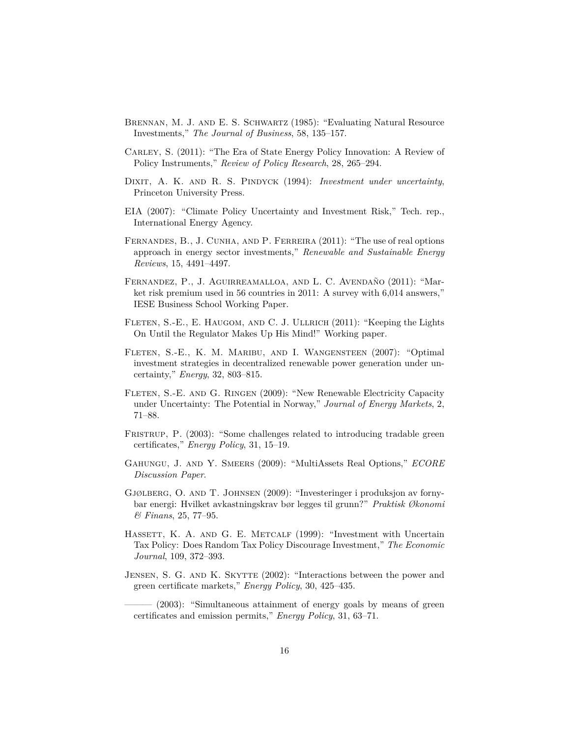Brennan, M. J. and E. S. Schwartz (1985): "Evaluating Natural Resource Investments," *The Journal of Business*, 58, 135–157.

Carley, S. (2011): "The Era of State Energy Policy Innovation: A Review of Policy Instruments," *Review of Policy Research*, 28, 265–294.

Dixit, A. K. and R. S. Pindyck (1994): *Investment under uncertainty*, Princeton University Press.

EIA (2007): "Climate Policy Uncertainty and Investment Risk," Tech. rep., International Energy Agency.

Fernandes, B., J. Cunha, and P. Ferreira (2011): "The use of real options approach in energy sector investments," *Renewable and Sustainable Energy Reviews*, 15, 4491–4497.

Fernandez, P., J. Aguirreamalloa, and L. C. Avendaño (2011): "Market risk premium used in 56 countries in 2011: A survey with 6,014 answers," IESE Business School Working Paper.

Fleten, S.-E., E. Haugom, and C. J. Ullrich (2011): "Keeping the Lights On Until the Regulator Makes Up His Mind!" Working paper.

Fleten, S.-E., K. M. Maribu, and I. Wangensteen (2007): "Optimal investment strategies in decentralized renewable power generation under uncertainty," *Energy*, 32, 803–815.

Fleten, S.-E. and G. Ringen (2009): "New Renewable Electricity Capacity under Uncertainty: The Potential in Norway," *Journal of Energy Markets*, 2, 71–88.

Fristrup, P. (2003): "Some challenges related to introducing tradable green certificates," *Energy Policy*, 31, 15–19.

Gahungu, J. and Y. Smeers (2009): "MultiAssets Real Options," *ECORE Discussion Paper*.

Gjølberg, O. and T. Johnsen (2009): "Investeringer i produksjon av fornybar energi: Hvilket avkastningskrav bør legges til grunn?" *Praktisk Økonomi & Finans*, 25, 77–95.

Hassett, K. A. and G. E. Metcalf (1999): "Investment with Uncertain Tax Policy: Does Random Tax Policy Discourage Investment," *The Economic Journal*, 109, 372–393.

Jensen, S. G. and K. Skytte (2002): "Interactions between the power and green certificate markets," *Energy Policy*, 30, 425–435.

——— (2003): "Simultaneous attainment of energy goals by means of green certificates and emission permits," *Energy Policy*, 31, 63–71.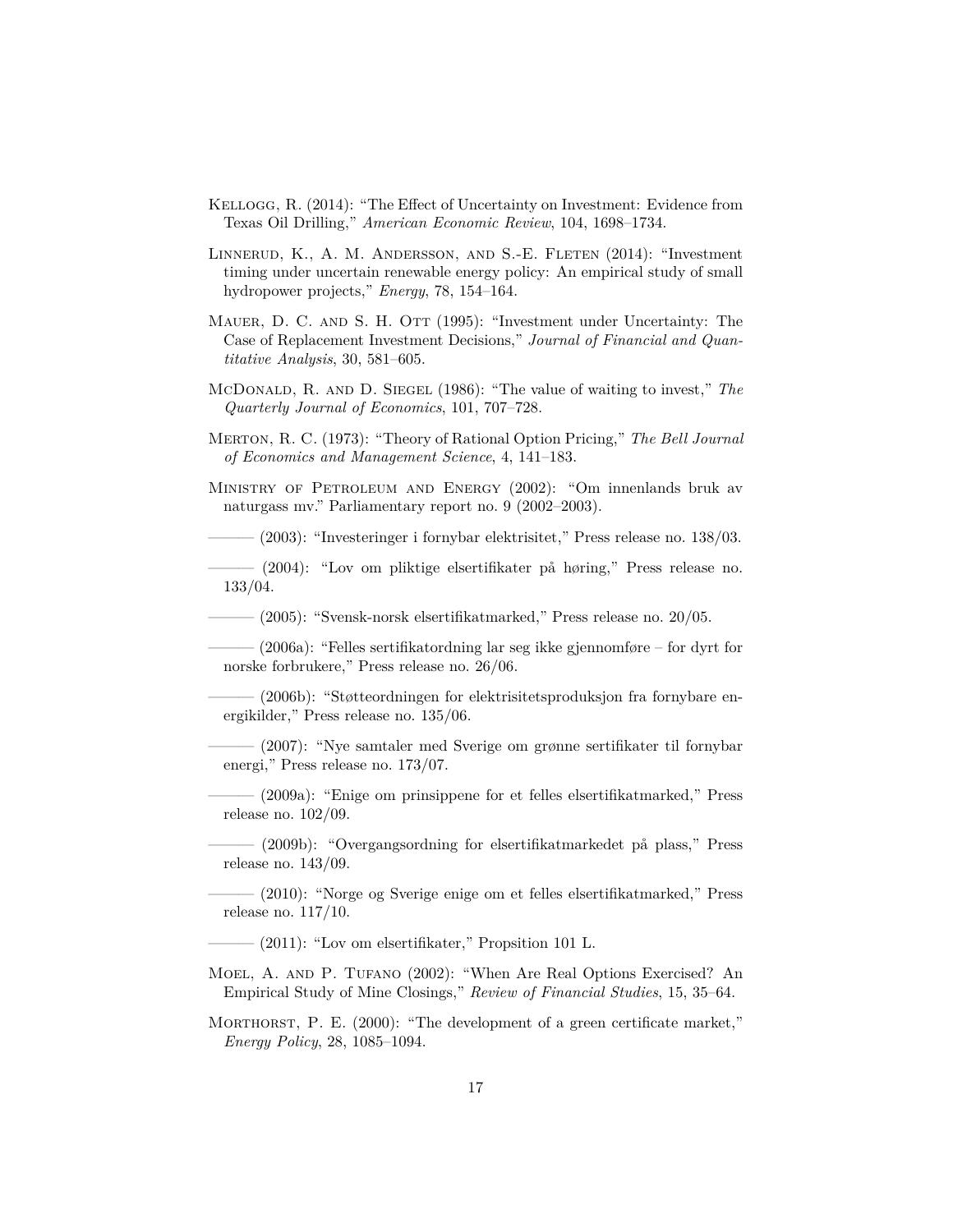Kellogg, R. (2014): "The Effect of Uncertainty on Investment: Evidence from Texas Oil Drilling," *American Economic Review*, 104, 1698–1734.

Linnerud, K., A. M. Andersson, and S.-E. Fleten (2014): "Investment timing under uncertain renewable energy policy: An empirical study of small hydropower projects," *Energy*, 78, 154–164.

Mauer, D. C. and S. H. Ott (1995): "Investment under Uncertainty: The Case of Replacement Investment Decisions," *Journal of Financial and Quantitative Analysis*, 30, 581–605.

McDonald, R. and D. Siegel (1986): "The value of waiting to invest," *The Quarterly Journal of Economics*, 101, 707–728.

Merton, R. C. (1973): "Theory of Rational Option Pricing," *The Bell Journal of Economics and Management Science*, 4, 141–183.

Ministry of Petroleum and Energy (2002): "Om innenlands bruk av naturgass mv." Parliamentary report no. 9 (2002–2003).

——— (2003): "Investeringer i fornybar elektrisitet," Press release no. 138/03.

——— (2004): "Lov om pliktige elsertifikater på høring," Press release no. 133/04.

——— (2005): "Svensk-norsk elsertifikatmarked," Press release no. 20/05.

——— (2006a): "Felles sertifikatordning lar seg ikke gjennomføre – for dyrt for norske forbrukere," Press release no. 26/06.

——— (2006b): "Støtteordningen for elektrisitetsproduksjon fra fornybare energikilder," Press release no. 135/06.

——— (2007): "Nye samtaler med Sverige om grønne sertifikater til fornybar energi," Press release no. 173/07.

——— (2009a): "Enige om prinsippene for et felles elsertifikatmarked," Press release no. 102/09.

——— (2009b): "Overgangsordning for elsertifikatmarkedet på plass," Press release no. 143/09.

——— (2010): "Norge og Sverige enige om et felles elsertifikatmarked," Press release no. 117/10.

——— (2011): "Lov om elsertifikater," Propsition 101 L.

Moel, A. and P. Tufano (2002): "When Are Real Options Exercised? An Empirical Study of Mine Closings," *Review of Financial Studies*, 15, 35–64.

Morthorst, P. E. (2000): "The development of a green certificate market," *Energy Policy*, 28, 1085–1094.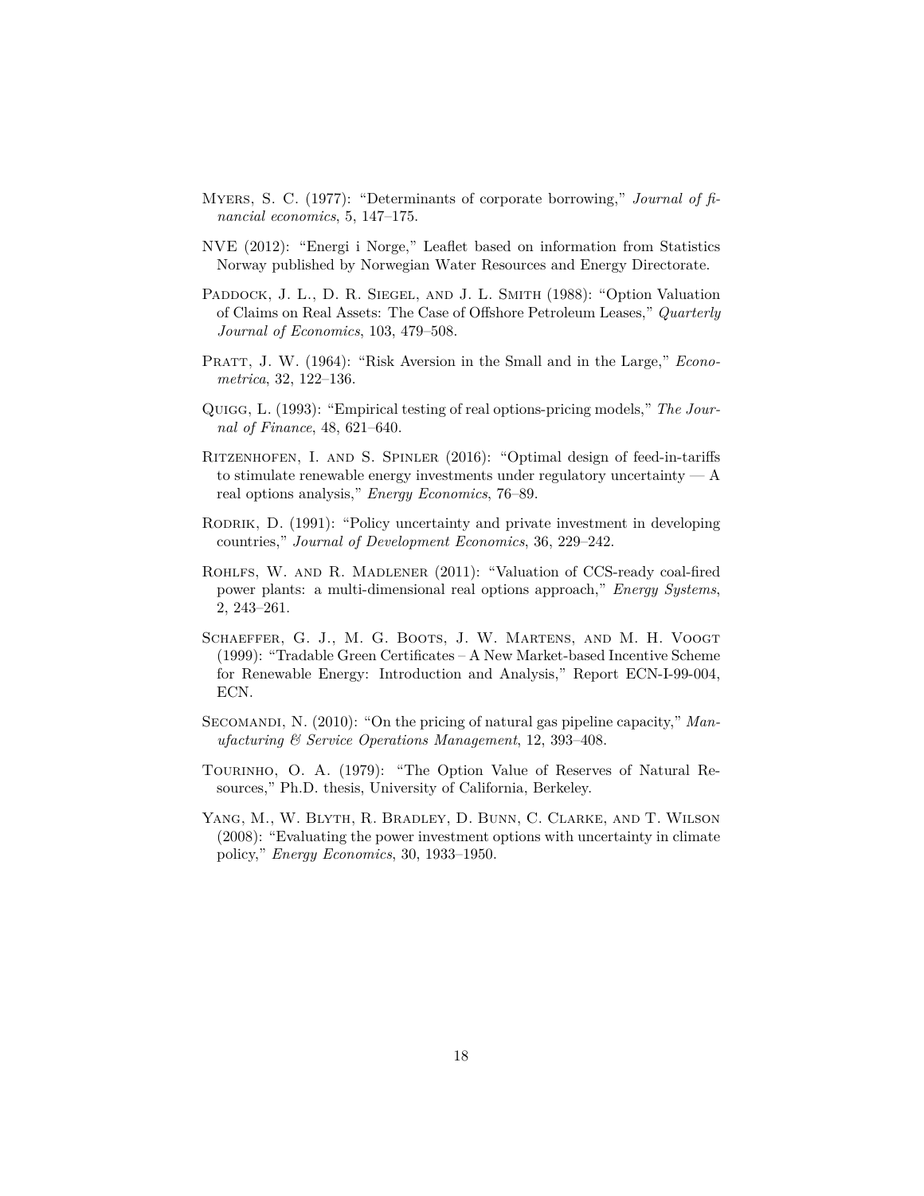Myers, S. C. (1977): "Determinants of corporate borrowing," *Journal of financial economics*, 5, 147–175.

NVE (2012): "Energi i Norge," Leaflet based on information from Statistics Norway published by Norwegian Water Resources and Energy Directorate.

Paddock, J. L., D. R. Siegel, and J. L. Smith (1988): "Option Valuation of Claims on Real Assets: The Case of Offshore Petroleum Leases," *Quarterly Journal of Economics*, 103, 479–508.

Pratt, J. W. (1964): "Risk Aversion in the Small and in the Large," *Econometrica*, 32, 122–136.

Quigg, L. (1993): "Empirical testing of real options-pricing models," *The Journal of Finance*, 48, 621–640.

Ritzenhofen, I. and S. Spinler (2016): "Optimal design of feed-in-tariffs to stimulate renewable energy investments under regulatory uncertainty — A real options analysis," *Energy Economics*, 76–89.

Rodrik, D. (1991): "Policy uncertainty and private investment in developing countries," *Journal of Development Economics*, 36, 229–242.

Rohlfs, W. and R. Madlener (2011): "Valuation of CCS-ready coal-fired power plants: a multi-dimensional real options approach," *Energy Systems*, 2, 243–261.

Schaeffer, G. J., M. G. Boots, J. W. Martens, and M. H. Voogt (1999): "Tradable Green Certificates – A New Market-based Incentive Scheme for Renewable Energy: Introduction and Analysis," Report ECN-I-99-004, ECN.

Secomandi, N. (2010): "On the pricing of natural gas pipeline capacity," *Manufacturing & Service Operations Management*, 12, 393–408.

Tourinho, O. A. (1979): "The Option Value of Reserves of Natural Resources," Ph.D. thesis, University of California, Berkeley.

Yang, M., W. Blyth, R. Bradley, D. Bunn, C. Clarke, and T. Wilson (2008): "Evaluating the power investment options with uncertainty in climate policy," *Energy Economics*, 30, 1933–1950.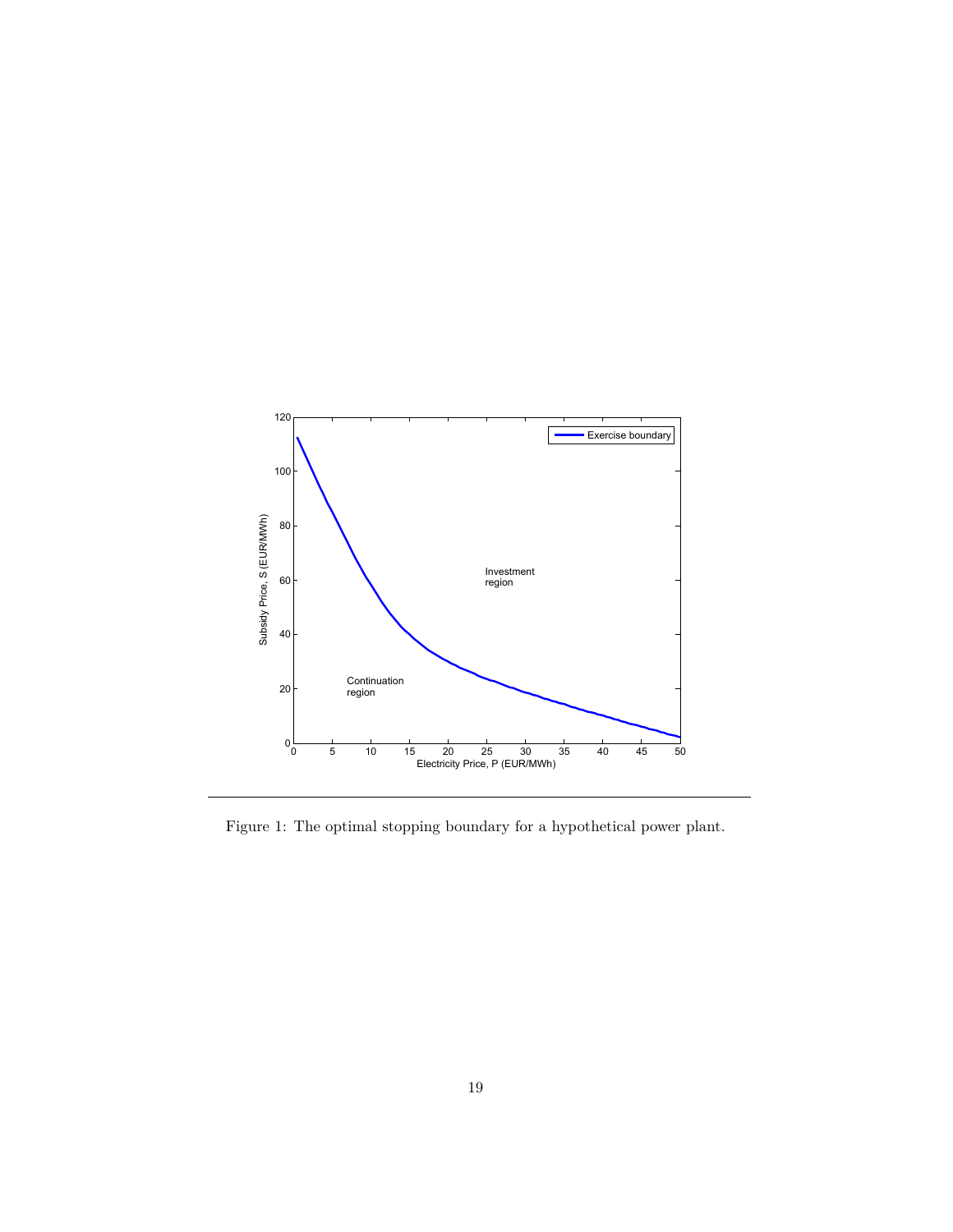Figure 1: The optimal stopping boundary for a hypothetical power plant.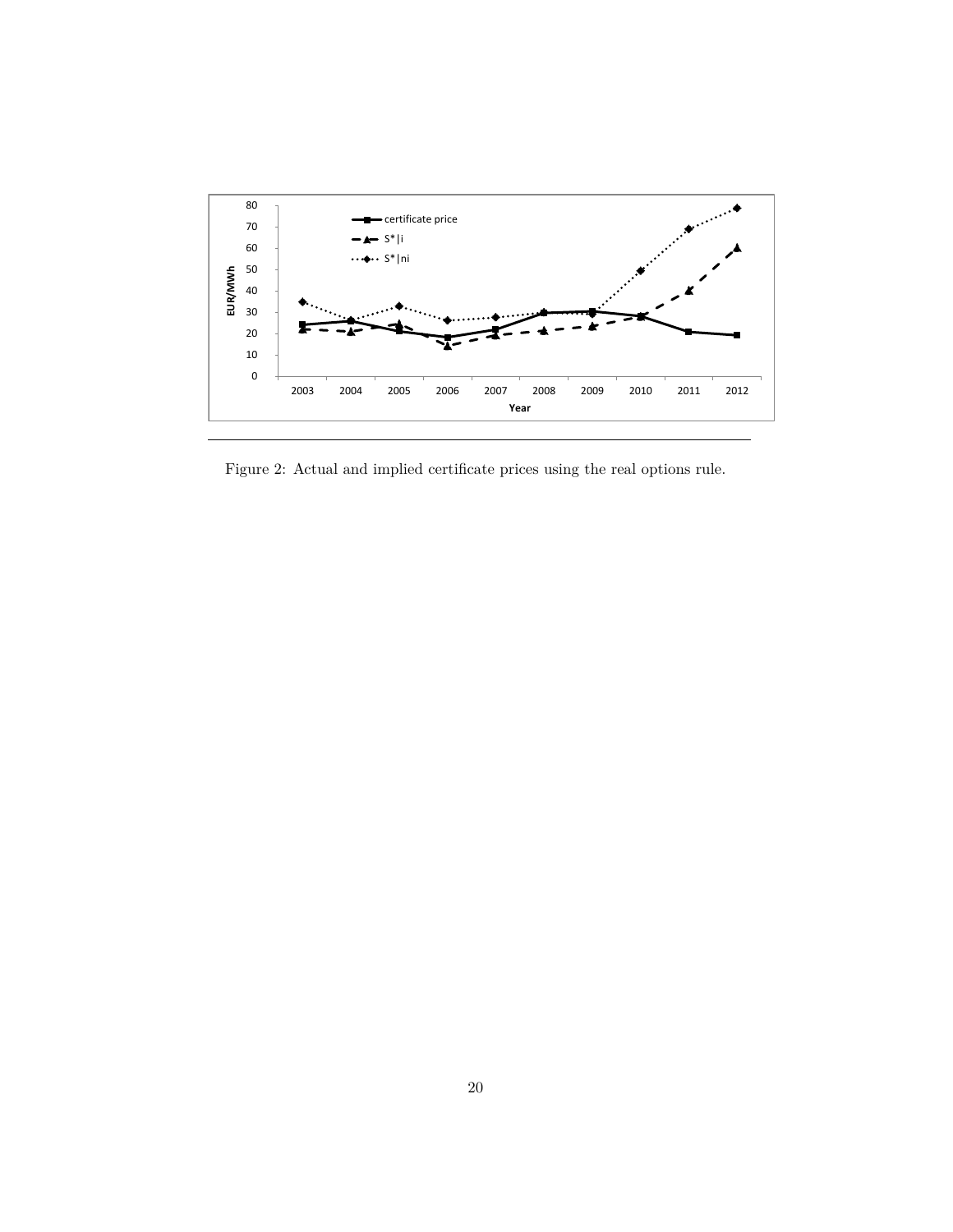Figure 2: Actual and implied certificate prices using the real options rule.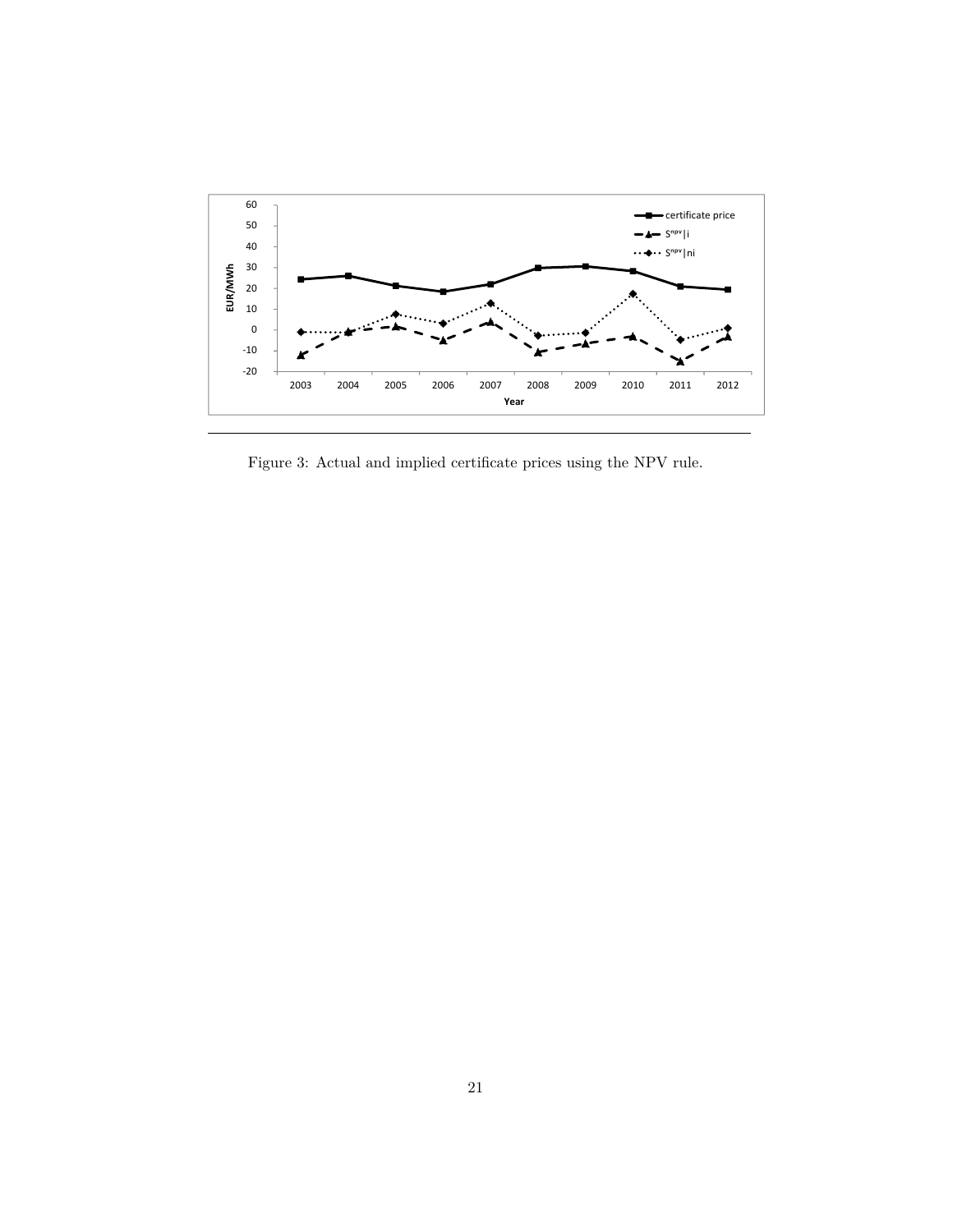Figure 3: Actual and implied certificate prices using the NPV rule.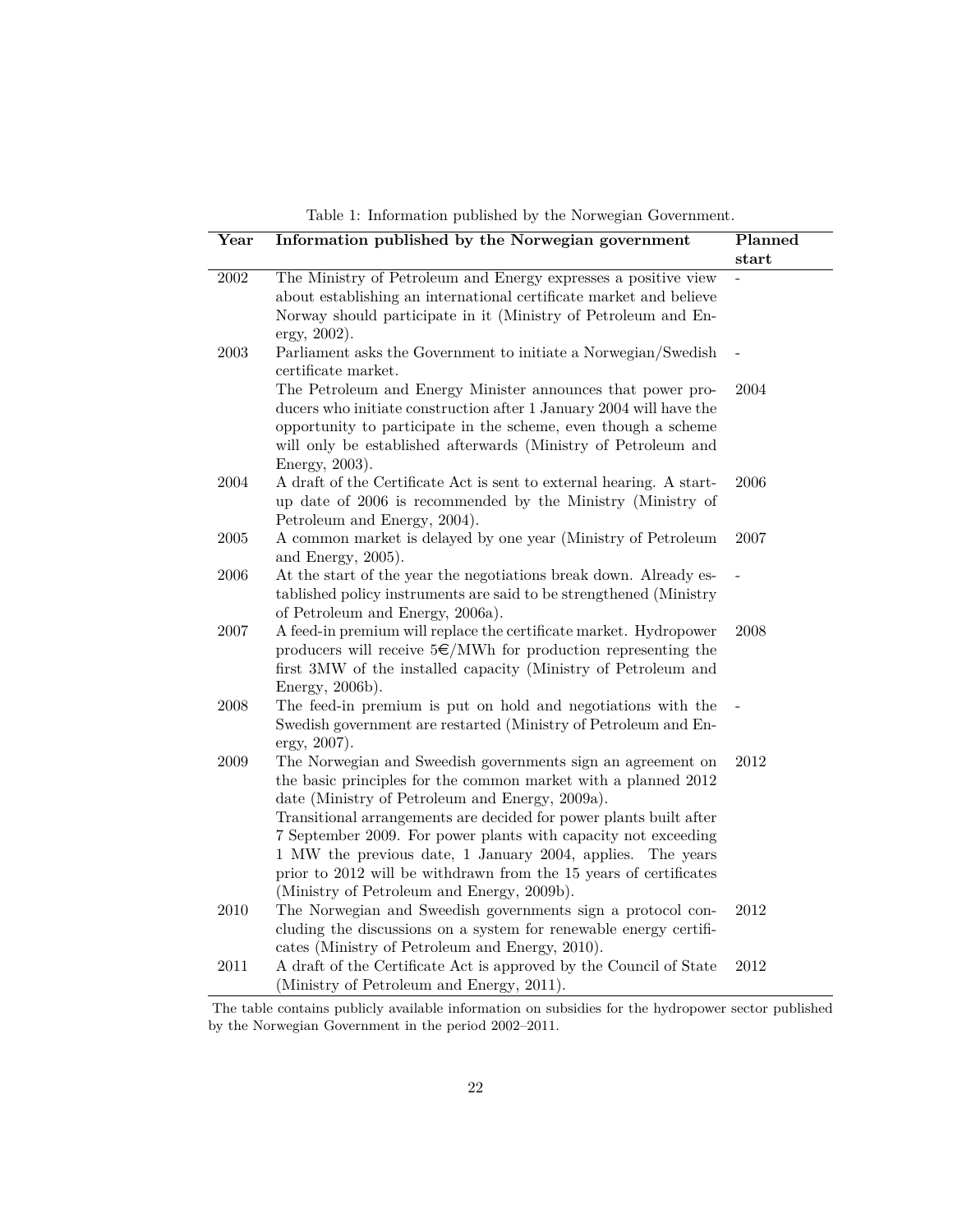Table 1: Information published by the Norwegian Government.

| Year | Information published by the Norwegian government | Planned start |
|---|---|---|
| 2002 | The Ministry of Petroleum and Energy expresses a positive view about establishing an international certificate market and believe Norway should participate in it (Ministry of Petroleum and Energy, 2002). | - |
| 2003 | Parliament asks the Government to initiate a Norwegian/Swedish certificate market. | - |
| | The Petroleum and Energy Minister announces that power producers who initiate construction after 1 January 2004 will have the opportunity to participate in the scheme, even though a scheme will only be established afterwards (Ministry of Petroleum and Energy, 2003). | 2004 |
| 2004 | A draft of the Certificate Act is sent to external hearing. A start-up date of 2006 is recommended by the Ministry (Ministry of Petroleum and Energy, 2004). | 2006 |
| 2005 | A common market is delayed by one year (Ministry of Petroleum and Energy, 2005). | 2007 |
| 2006 | At the start of the year the negotiations break down. Already established policy instruments are said to be strengthened (Ministry of Petroleum and Energy, 2006a). | - |
| 2007 | A feed-in premium will replace the certificate market. Hydropower producers will receive 5€/MWh for production representing the first 3MW of the installed capacity (Ministry of Petroleum and Energy, 2006b). | 2008 |
| 2008 | The feed-in premium is put on hold and negotiations with the Swedish government are restarted (Ministry of Petroleum and Energy, 2007). | - |
| 2009 | The Norwegian and Sweedish governments sign an agreement on the basic principles for the common market with a planned 2012 date (Ministry of Petroleum and Energy, 2009a). | 2012 |
| | Transitional arrangements are decided for power plants built after 7 September 2009. For power plants with capacity not exceeding 1 MW the previous date, 1 January 2004, applies. The years prior to 2012 will be withdrawn from the 15 years of certificates (Ministry of Petroleum and Energy, 2009b). | |
| 2010 | The Norwegian and Sweedish governments sign a protocol concluding the discussions on a system for renewable energy certificates (Ministry of Petroleum and Energy, 2010). | 2012 |
| 2011 | A draft of the Certificate Act is approved by the Council of State (Ministry of Petroleum and Energy, 2011). | 2012 |

The table contains publicly available information on subsidies for the hydropower sector published by the Norwegian Government in the period 2002–2011.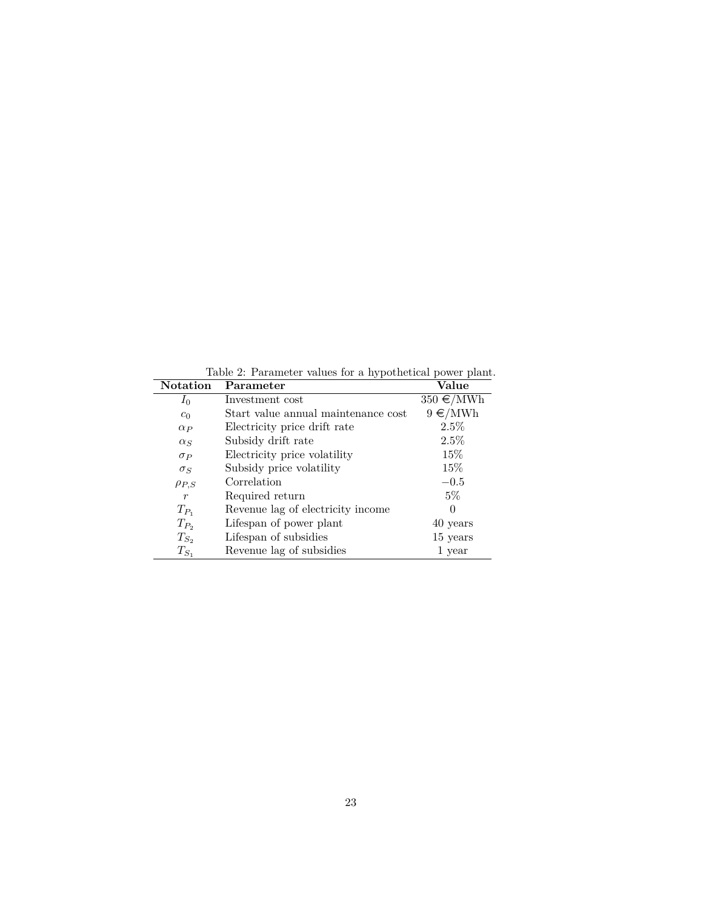Table 2: Parameter values for a hypothetical power plant.

| Notation | Parameter | Value |
|---|---|---|
| $I_0$ | Investment cost | 350 €/MWh |
| $c_0$ | Start value annual maintenance cost | 9 €/MWh |
| $\alpha_P$ | Electricity price drift rate | 2.5% |
| $\alpha_S$ | Subsidy drift rate | 2.5% |
| $\sigma_P$ | Electricity price volatility | 15% |
| $\sigma_S$ | Subsidy price volatility | 15% |
| $\rho_{P,S}$ | Correlation | $-0.5$ |
| $r$ | Required return | 5% |
| $T_{P_1}$ | Revenue lag of electricity income | 0 |
| $T_{P_2}$ | Lifespan of power plant | 40 years |
| $T_{S_2}$ | Lifespan of subsidies | 15 years |
| $T_{S_1}$ | Revenue lag of subsidies | 1 year |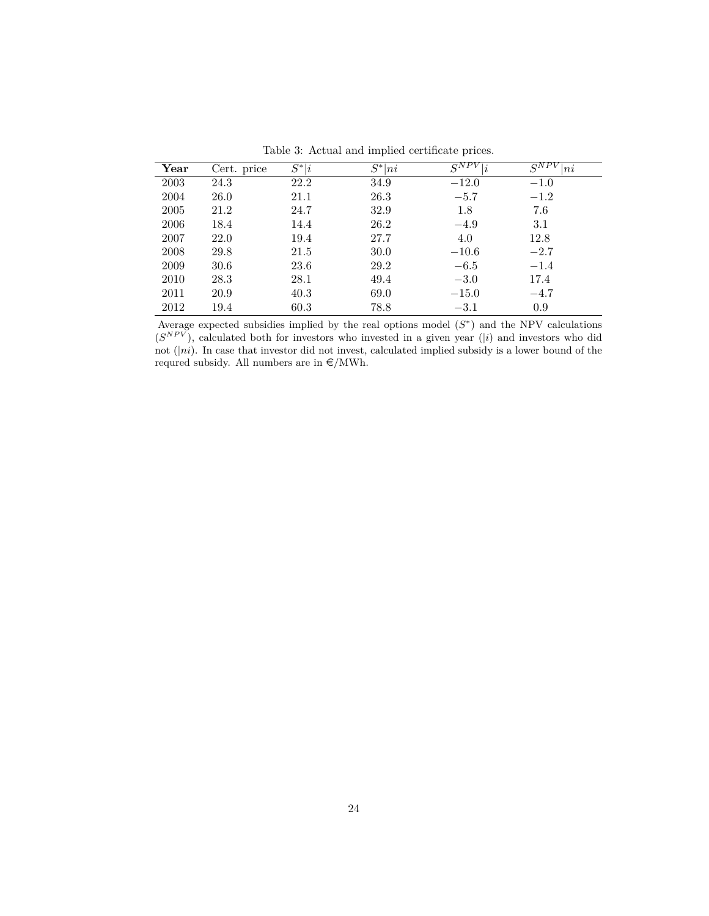Table 3: Actual and implied certificate prices.

| **Year** | Cert. price | $S^*\|i$ | $S^*\|ni$ | $S^{NPV}\|i$ | $S^{NPV}\|ni$ |
|---|---|---|---|---|---|
| 2003 | 24.3 | 22.2 | 34.9 | $-12.0$ | $-1.0$ |
| 2004 | 26.0 | 21.1 | 26.3 | $-5.7$ | $-1.2$ |
| 2005 | 21.2 | 24.7 | 32.9 | 1.8 | 7.6 |
| 2006 | 18.4 | 14.4 | 26.2 | $-4.9$ | 3.1 |
| 2007 | 22.0 | 19.4 | 27.7 | 4.0 | 12.8 |
| 2008 | 29.8 | 21.5 | 30.0 | $-10.6$ | $-2.7$ |
| 2009 | 30.6 | 23.6 | 29.2 | $-6.5$ | $-1.4$ |
| 2010 | 28.3 | 28.1 | 49.4 | $-3.0$ | 17.4 |
| 2011 | 20.9 | 40.3 | 69.0 | $-15.0$ | $-4.7$ |
| 2012 | 19.4 | 60.3 | 78.8 | $-3.1$ | 0.9 |

Average expected subsidies implied by the real options model ($S^*$) and the NPV calculations ($S^{NPV}$), calculated both for investors who invested in a given year ($|i$) and investors who did not ($|ni$). In case that investor did not invest, calculated implied subsidy is a lower bound of the requred subsidy. All numbers are in €/MWh.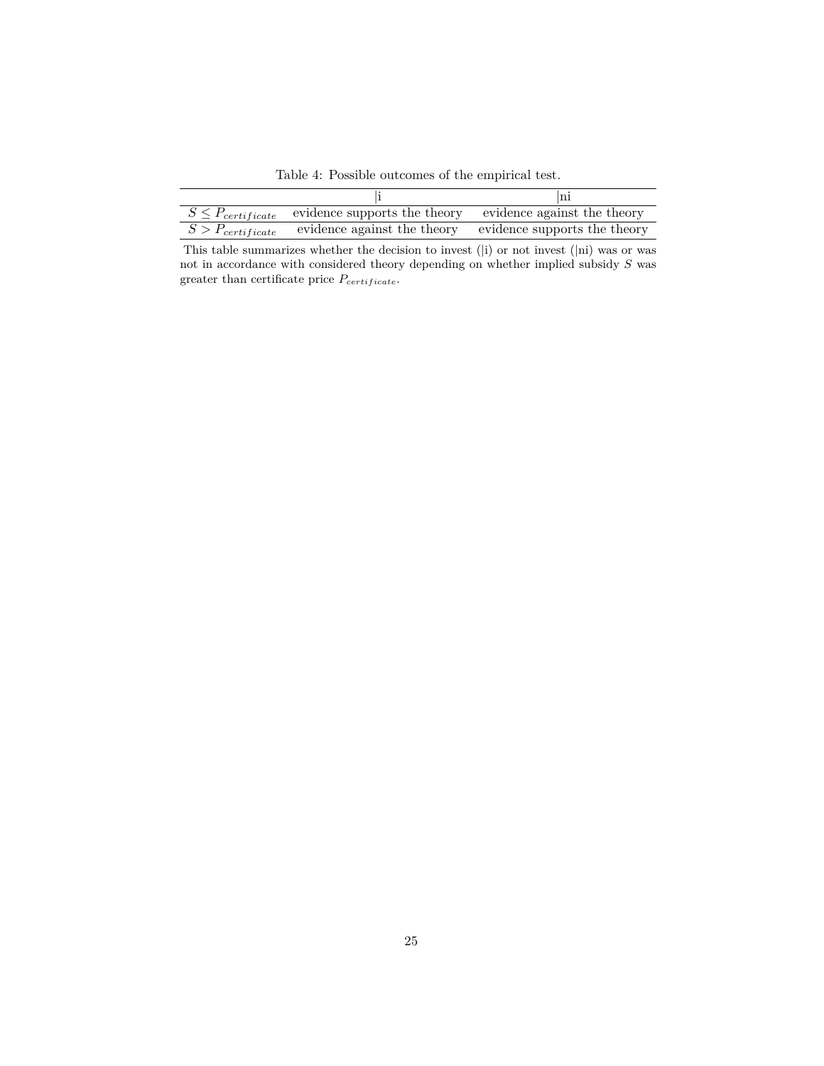Table 4: Possible outcomes of the empirical test.

| | \|i | \|ni |
|---|---|---|
| $S \leq P_{certificate}$ | evidence supports the theory | evidence against the theory |
| $S > P_{certificate}$ | evidence against the theory | evidence supports the theory |

This table summarizes whether the decision to invest (|i) or not invest (|ni) was or was not in accordance with considered theory depending on whether implied subsidy $S$ was greater than certificate price $P_{certificate}$.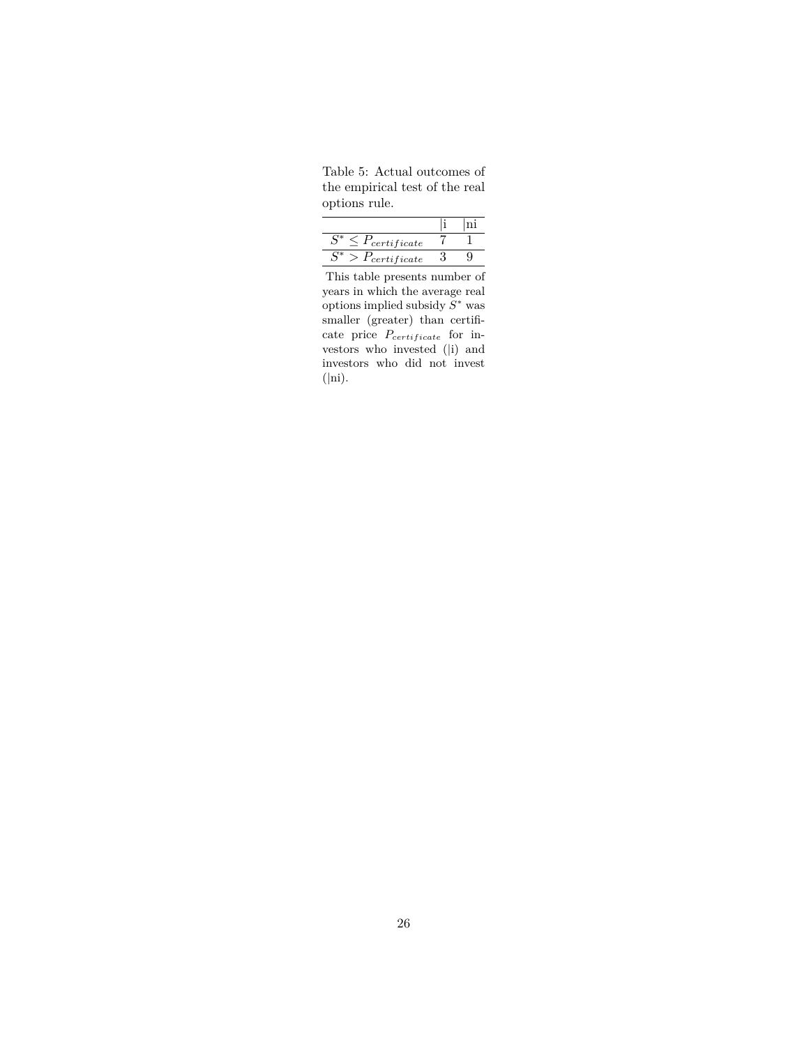Table 5: Actual outcomes of the empirical test of the real options rule.

| | \|i | \|ni |
|---|---|---|
| $S^* \leq P_{certificate}$ | 7 | 1 |
| $S^* > P_{certificate}$ | 3 | 9 |

This table presents number of years in which the average real options implied subsidy $S^*$ was smaller (greater) than certificate price $P_{certificate}$ for investors who invested (|i) and investors who did not invest (|ni).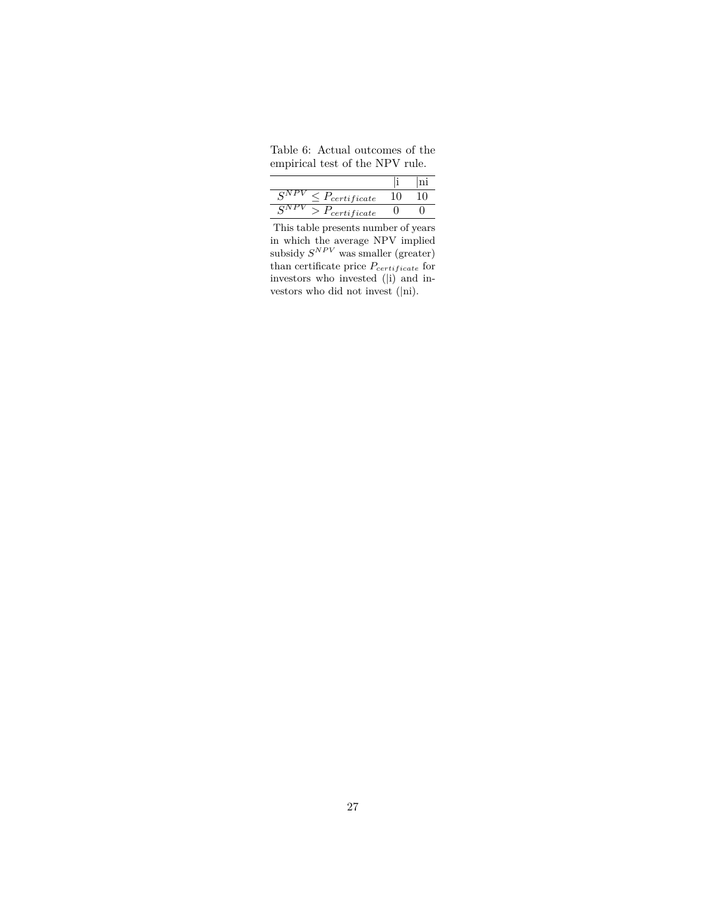Table 6: Actual outcomes of the empirical test of the NPV rule.

| | \|i | \|ni |
|---|---|---|
| $S^{NPV} \leq P_{certificate}$ | 10 | 10 |
| $S^{NPV} > P_{certificate}$ | 0 | 0 |

This table presents number of years in which the average NPV implied subsidy $S^{NPV}$ was smaller (greater) than certificate price $P_{certificate}$ for investors who invested (|i) and investors who did not invest (|ni).